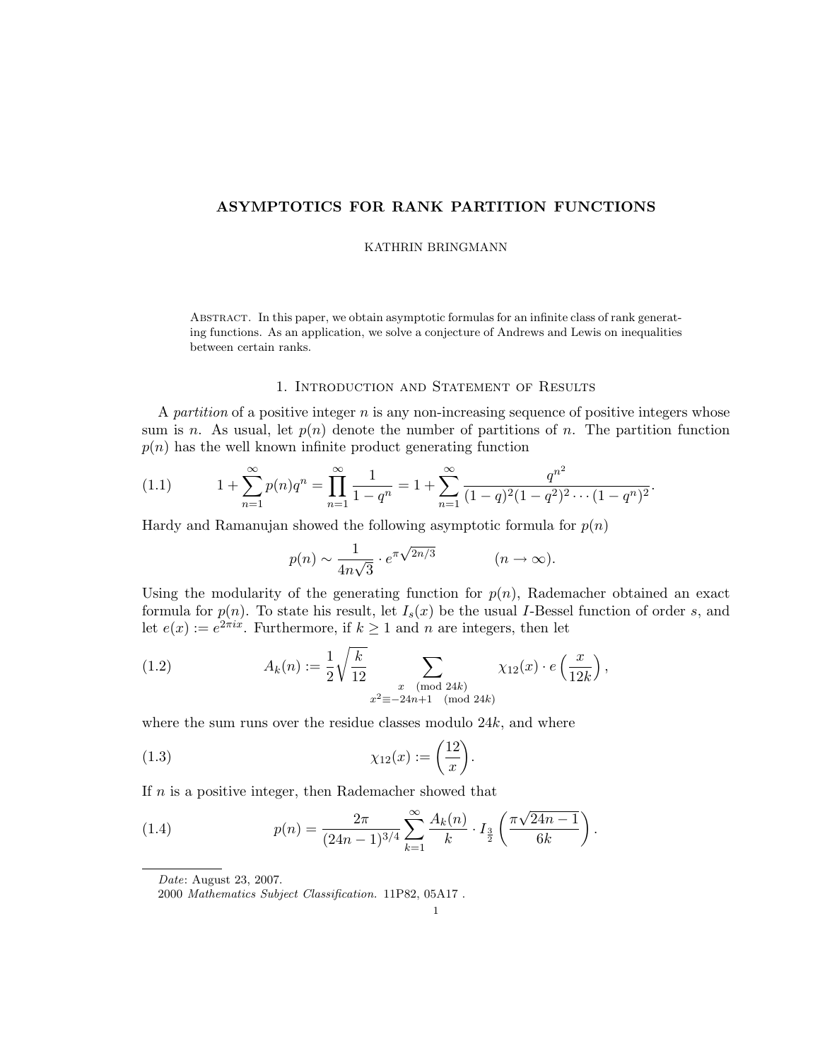# ASYMPTOTICS FOR RANK PARTITION FUNCTIONS

KATHRIN BRINGMANN

Abstract. In this paper, we obtain asymptotic formulas for an infinite class of rank generating functions. As an application, we solve a conjecture of Andrews and Lewis on inequalities between certain ranks.

## 1. Introduction and Statement of Results

A *partition* of a positive integer $n$ is any non-increasing sequence of positive integers whose sum is $n$. As usual, let $p(n)$ denote the number of partitions of $n$. The partition function $p(n)$ has the well known infinite product generating function

$$1 + \sum_{n=1}^{\infty} p(n) q^n = \prod_{n=1}^{\infty} \frac{1}{1-q^n} = 1 + \sum_{n=1}^{\infty} \frac{q^{n^2}}{(1-q)^2(1-q^2)^2 \cdots (1-q^n)^2}. \tag{1.1}$$

Hardy and Ramanujan showed the following asymptotic formula for $p(n)$

$$p(n) \sim \frac{1}{4n\sqrt{3}} \cdot e^{\pi\sqrt{2n/3}} \qquad (n \to \infty).$$

Using the modularity of the generating function for $p(n)$, Rademacher obtained an exact formula for $p(n)$. To state his result, let $I_s(x)$ be the usual $I$-Bessel function of order $s$, and let $e(x) := e^{2\pi i x}$. Furthermore, if $k \geq 1$ and $n$ are integers, then let

$$A_k(n) := \frac{1}{2}\sqrt{\frac{k}{12}} \sum_{\substack{x \pmod{24k} \\ x^2 \equiv -24n+1 \pmod{24k}}} \chi_{12}(x) \cdot e\left(\frac{x}{12k}\right), \tag{1.2}$$

where the sum runs over the residue classes modulo $24k$, and where

$$\chi_{12}(x) := \left(\frac{12}{x}\right). \tag{1.3}$$

If $n$ is a positive integer, then Rademacher showed that

$$p(n) = \frac{2\pi}{(24n-1)^{3/4}} \sum_{k=1}^{\infty} \frac{A_k(n)}{k} \cdot I_{\frac{3}{2}}\left(\frac{\pi\sqrt{24n-1}}{6k}\right). \tag{1.4}$$

*Date*: August 23, 2007.

2000 *Mathematics Subject Classification.* 11P82, 05A17 .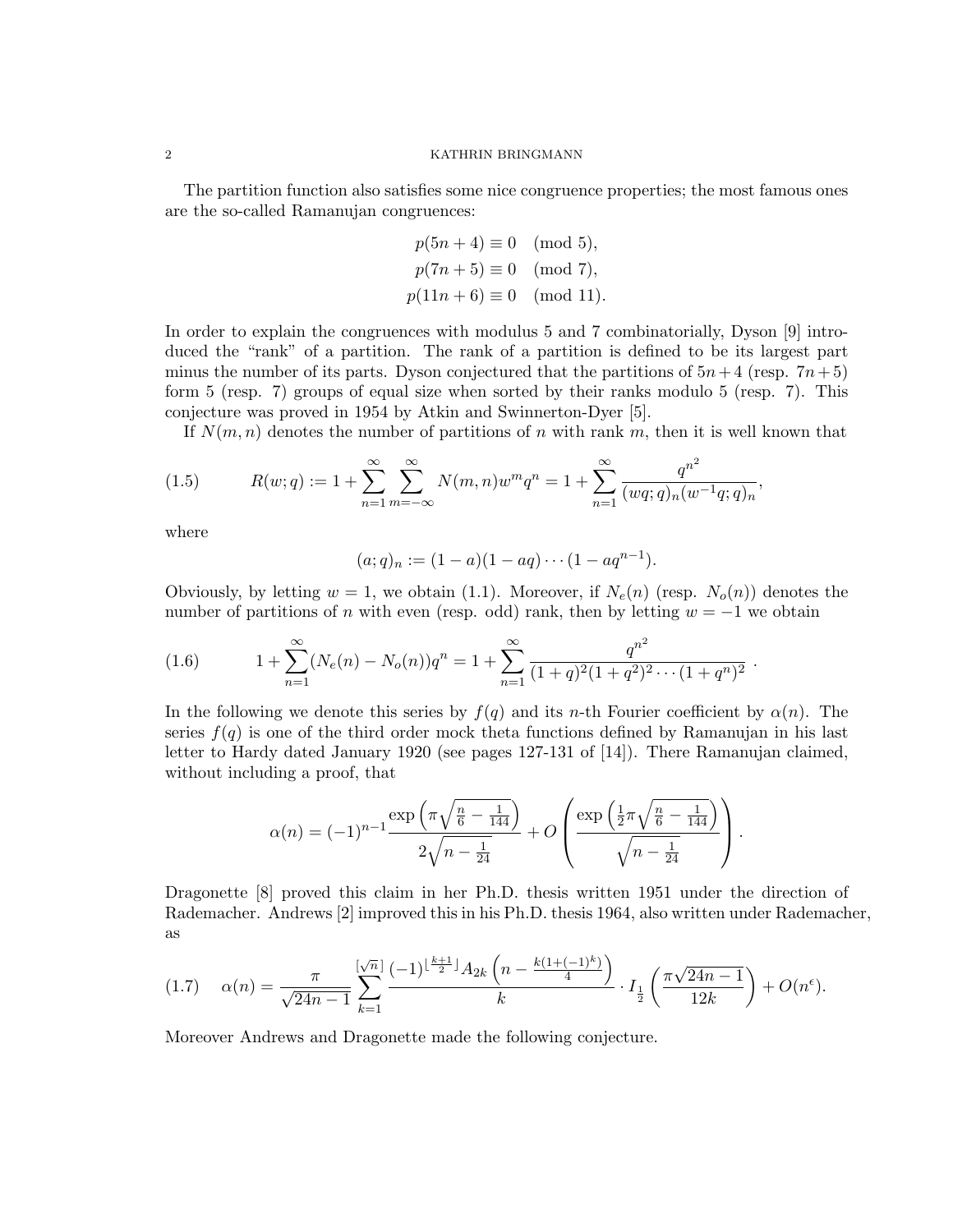The partition function also satisfies some nice congruence properties; the most famous ones are the so-called Ramanujan congruences:

$$\begin{aligned} p(5n+4) &\equiv 0 \pmod{5}, \\ p(7n+5) &\equiv 0 \pmod{7}, \\ p(11n+6) &\equiv 0 \pmod{11}. \end{aligned}$$

In order to explain the congruences with modulus 5 and 7 combinatorially, Dyson [9] introduced the "rank" of a partition. The rank of a partition is defined to be its largest part minus the number of its parts. Dyson conjectured that the partitions of $5n+4$ (resp. $7n+5$) form 5 (resp. 7) groups of equal size when sorted by their ranks modulo 5 (resp. 7). This conjecture was proved in 1954 by Atkin and Swinnerton-Dyer [5].

If $N(m,n)$ denotes the number of partitions of $n$ with rank $m$, then it is well known that

$$R(w;q) := 1 + \sum_{n=1}^{\infty}\sum_{m=-\infty}^{\infty} N(m,n) w^m q^n = 1 + \sum_{n=1}^{\infty} \frac{q^{n^2}}{(wq;q)_n (w^{-1}q;q)_n}, \tag{1.5}$$

where

$$(a;q)_n := (1-a)(1-aq)\cdots(1-aq^{n-1}).$$

Obviously, by letting $w=1$, we obtain (1.1). Moreover, if $N_e(n)$ (resp. $N_o(n)$) denotes the number of partitions of $n$ with even (resp. odd) rank, then by letting $w=-1$ we obtain

$$1 + \sum_{n=1}^{\infty} (N_e(n) - N_o(n)) q^n = 1 + \sum_{n=1}^{\infty} \frac{q^{n^2}}{(1+q)^2(1+q^2)^2\cdots(1+q^n)^2}\ . \tag{1.6}$$

In the following we denote this series by $f(q)$ and its $n$-th Fourier coefficient by $\alpha(n)$. The series $f(q)$ is one of the third order mock theta functions defined by Ramanujan in his last letter to Hardy dated January 1920 (see pages 127-131 of [14]). There Ramanujan claimed, without including a proof, that

$$\alpha(n) = (-1)^{n-1} \frac{\exp\left(\pi\sqrt{\frac{n}{6} - \frac{1}{144}}\right)}{2\sqrt{n - \frac{1}{24}}} + O\left( \frac{\exp\left(\frac{1}{2}\pi\sqrt{\frac{n}{6} - \frac{1}{144}}\right)}{\sqrt{n - \frac{1}{24}}} \right).$$

Dragonette [8] proved this claim in her Ph.D. thesis written 1951 under the direction of Rademacher. Andrews [2] improved this in his Ph.D. thesis 1964, also written under Rademacher, as

$$\alpha(n) = \frac{\pi}{\sqrt{24n-1}} \sum_{k=1}^{[\sqrt{n}]} \frac{(-1)^{\lfloor \frac{k+1}{2} \rfloor} A_{2k}\left(n - \frac{k(1+(-1)^k)}{4}\right)}{k} \cdot I_{\frac{1}{2}}\left( \frac{\pi\sqrt{24n-1}}{12k} \right) + O(n^{\epsilon}). \tag{1.7}$$

Moreover Andrews and Dragonette made the following conjecture.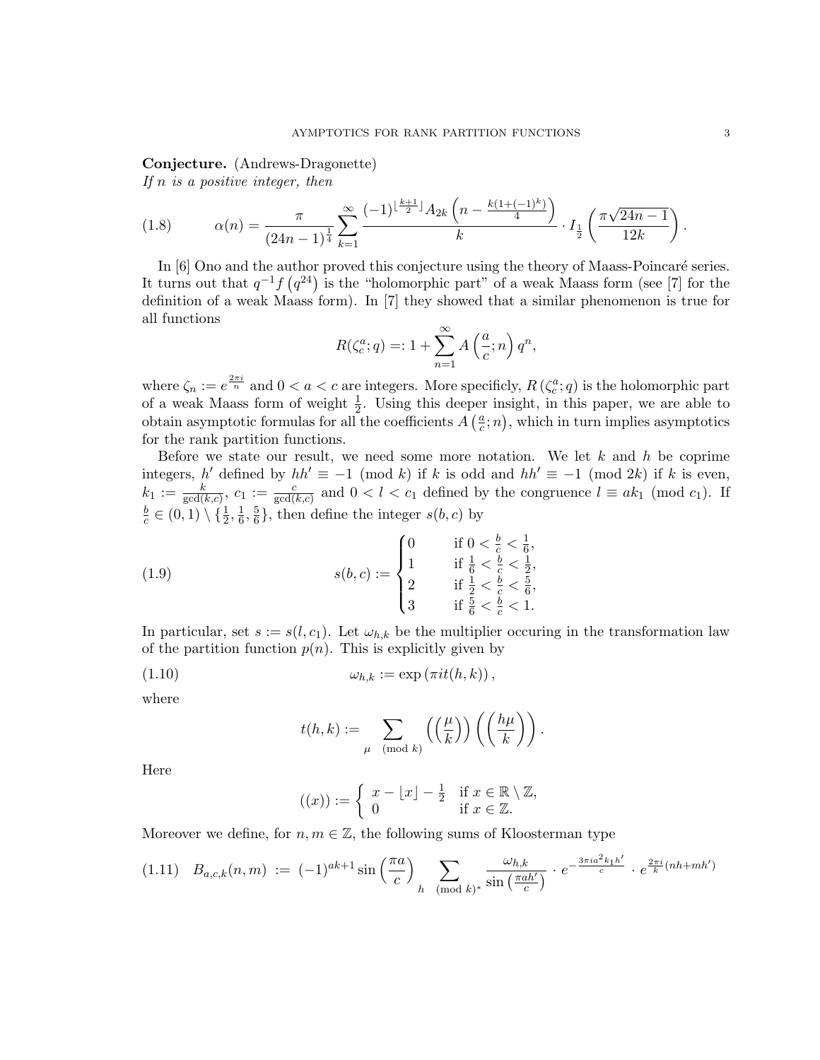**Conjecture.** (Andrews-Dragonette)
*If $n$ is a positive integer, then*

$$\alpha(n) = \frac{\pi}{(24n-1)^{\frac{1}{4}}} \sum_{k=1}^{\infty} \frac{(-1)^{\lfloor \frac{k+1}{2} \rfloor} A_{2k}\left(n - \frac{k(1+(-1)^k)}{4}\right)}{k} \cdot I_{\frac{1}{2}}\left(\frac{\pi\sqrt{24n-1}}{12k}\right). \tag{1.8}$$

In [6] Ono and the author proved this conjecture using the theory of Maass-Poincaré series. It turns out that $q^{-1}f\left(q^{24}\right)$ is the "holomorphic part" of a weak Maass form (see [7] for the definition of a weak Maass form). In [7] they showed that a similar phenomenon is true for all functions

$$R(\zeta_c^a;q) =: 1 + \sum_{n=1}^{\infty} A\left(\frac{a}{c};n\right) q^n,$$

where $\zeta_n := e^{\frac{2\pi i}{n}}$ and $0 < a < c$ are integers. More specifically, $R\left(\zeta_c^a;q\right)$ is the holomorphic part of a weak Maass form of weight $\frac{1}{2}$. Using this deeper insight, in this paper, we are able to obtain asymptotic formulas for all the coefficients $A\left(\frac{a}{c};n\right)$, which in turn implies asymptotics for the rank partition functions.

Before we state our result, we need some more notation. We let $k$ and $h$ be coprime integers, $h'$ defined by $hh' \equiv -1 \pmod{k}$ if $k$ is odd and $hh' \equiv -1 \pmod{2k}$ if $k$ is even, $k_1 := \frac{k}{\gcd(k,c)}$, $c_1 := \frac{c}{\gcd(k,c)}$ and $0 < l < c_1$ defined by the congruence $l \equiv ak_1 \pmod{c_1}$. If $\frac{b}{c} \in (0,1) \setminus \{\frac{1}{2}, \frac{1}{6}, \frac{5}{6}\}$, then define the integer $s(b,c)$ by

$$s(b,c) := \begin{cases} 0 & \text{if } 0 < \frac{b}{c} < \frac{1}{6}, \\ 1 & \text{if } \frac{1}{6} < \frac{b}{c} < \frac{1}{2}, \\ 2 & \text{if } \frac{1}{2} < \frac{b}{c} < \frac{5}{6}, \\ 3 & \text{if } \frac{5}{6} < \frac{b}{c} < 1. \end{cases} \tag{1.9}$$

In particular, set $s := s(l, c_1)$. Let $\omega_{h,k}$ be the multiplier occuring in the transformation law of the partition function $p(n)$. This is explicitly given by

$$\omega_{h,k} := \exp\left(\pi i t(h,k)\right), \tag{1.10}$$

where

$$t(h,k) := \sum_{\mu \pmod{k}} \left(\left(\frac{\mu}{k}\right)\right)\left(\left(\frac{h\mu}{k}\right)\right).$$

Here

$$((x)) := \begin{cases} x - \lfloor x \rfloor - \frac{1}{2} & \text{if } x \in \mathbb{R} \setminus \mathbb{Z}, \\ 0 & \text{if } x \in \mathbb{Z}. \end{cases}$$

Moreover we define, for $n, m \in \mathbb{Z}$, the following sums of Kloosterman type

$$B_{a,c,k}(n,m) := (-1)^{ak+1} \sin\left(\frac{\pi a}{c}\right) \sum_{h \pmod{k}^*} \frac{\omega_{h,k}}{\sin\left(\frac{\pi a h'}{c}\right)} \cdot e^{-\frac{3\pi i a^2 k_1 h'}{c}} \cdot e^{\frac{2\pi i}{k}(nh+mh')} \tag{1.11}$$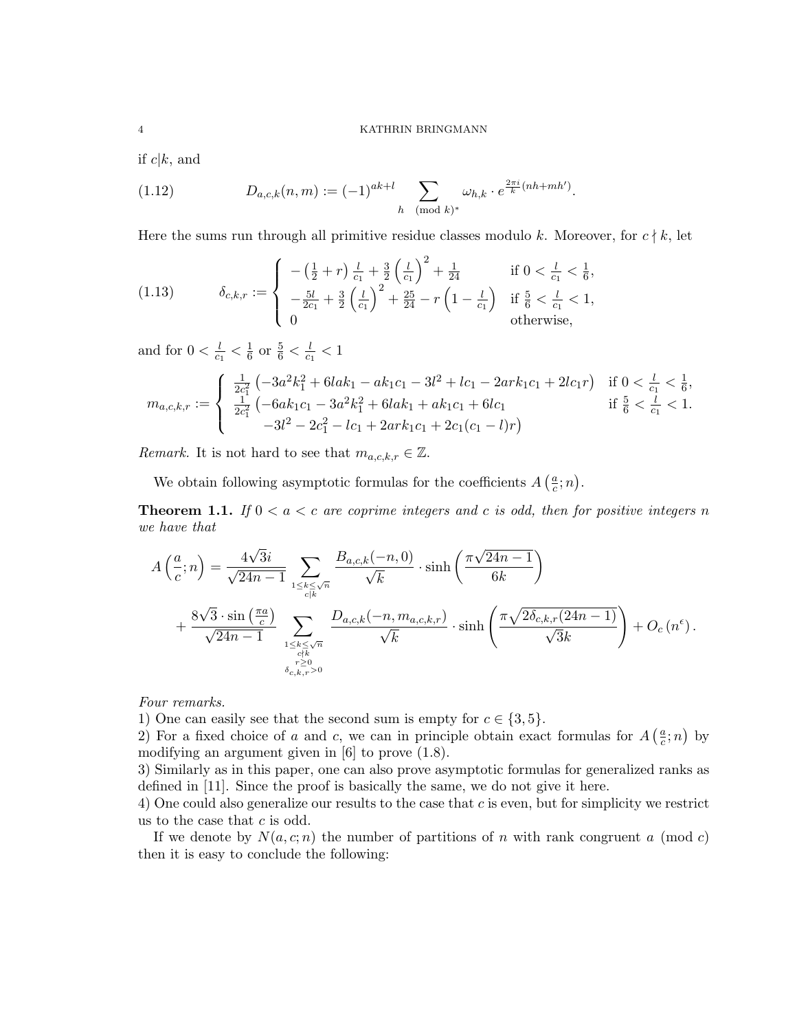if $c|k$, and

$$D_{a,c,k}(n,m) := (-1)^{ak+l} \sum_{h \pmod{k}^*} \omega_{h,k} \cdot e^{\frac{2\pi i}{k}(nh+mh')}. \tag{1.12}$$

Here the sums run through all primitive residue classes modulo $k$. Moreover, for $c \nmid k$, let

$$\delta_{c,k,r} := \begin{cases} -\left(\frac{1}{2}+r\right)\frac{l}{c_1} + \frac{3}{2}\left(\frac{l}{c_1}\right)^2 + \frac{1}{24} & \text{if } 0 < \frac{l}{c_1} < \frac{1}{6}, \\ -\frac{5l}{2c_1} + \frac{3}{2}\left(\frac{l}{c_1}\right)^2 + \frac{25}{24} - r\left(1-\frac{l}{c_1}\right) & \text{if } \frac{5}{6} < \frac{l}{c_1} < 1, \\ 0 & \text{otherwise,} \end{cases} \tag{1.13}$$

and for $0 < \frac{l}{c_1} < \frac{1}{6}$ or $\frac{5}{6} < \frac{l}{c_1} < 1$

$$m_{a,c,k,r} := \begin{cases} \frac{1}{2c_1^2}\left(-3a^2k_1^2 + 6lak_1 - ak_1c_1 - 3l^2 + lc_1 - 2ark_1c_1 + 2lc_1r\right) & \text{if } 0 < \frac{l}{c_1} < \frac{1}{6}, \\ \frac{1}{2c_1^2}\big(-6ak_1c_1 - 3a^2k_1^2 + 6lak_1 + ak_1c_1 + 6lc_1 & \text{if } \frac{5}{6} < \frac{l}{c_1} < 1. \\ \qquad -3l^2 - 2c_1^2 - lc_1 + 2ark_1c_1 + 2c_1(c_1-l)r\big) & \end{cases}$$

*Remark.* It is not hard to see that $m_{a,c,k,r} \in \mathbb{Z}$.

We obtain following asymptotic formulas for the coefficients $A\left(\frac{a}{c};n\right)$.

**Theorem 1.1.** *If $0 < a < c$ are coprime integers and $c$ is odd, then for positive integers $n$ we have that*

$$A\left(\frac{a}{c};n\right) = \frac{4\sqrt{3}i}{\sqrt{24n-1}} \sum_{\substack{1 \le k \le \sqrt{n} \\ c|k}} \frac{B_{a,c,k}(-n,0)}{\sqrt{k}} \cdot \sinh\left(\frac{\pi\sqrt{24n-1}}{6k}\right)$$
$$+ \frac{8\sqrt{3}\cdot\sin\left(\frac{\pi a}{c}\right)}{\sqrt{24n-1}} \sum_{\substack{1 \le k \le \sqrt{n} \\ c \nmid k \\ r \ge 0 \\ \delta_{c,k,r} > 0}} \frac{D_{a,c,k}(-n, m_{a,c,k,r})}{\sqrt{k}} \cdot \sinh\left(\frac{\pi\sqrt{2\delta_{c,k,r}(24n-1)}}{\sqrt{3}k}\right) + O_c\left(n^{\epsilon}\right).$$

*Four remarks.*
1) One can easily see that the second sum is empty for $c \in \{3,5\}$.
2) For a fixed choice of $a$ and $c$, we can in principle obtain exact formulas for $A\left(\frac{a}{c};n\right)$ by modifying an argument given in [6] to prove (1.8).
3) Similarly as in this paper, one can also prove asymptotic formulas for generalized ranks as defined in [11]. Since the proof is basically the same, we do not give it here.
4) One could also generalize our results to the case that $c$ is even, but for simplicity we restrict us to the case that $c$ is odd.

If we denote by $N(a,c;n)$ the number of partitions of $n$ with rank congruent $a \pmod{c}$ then it is easy to conclude the following: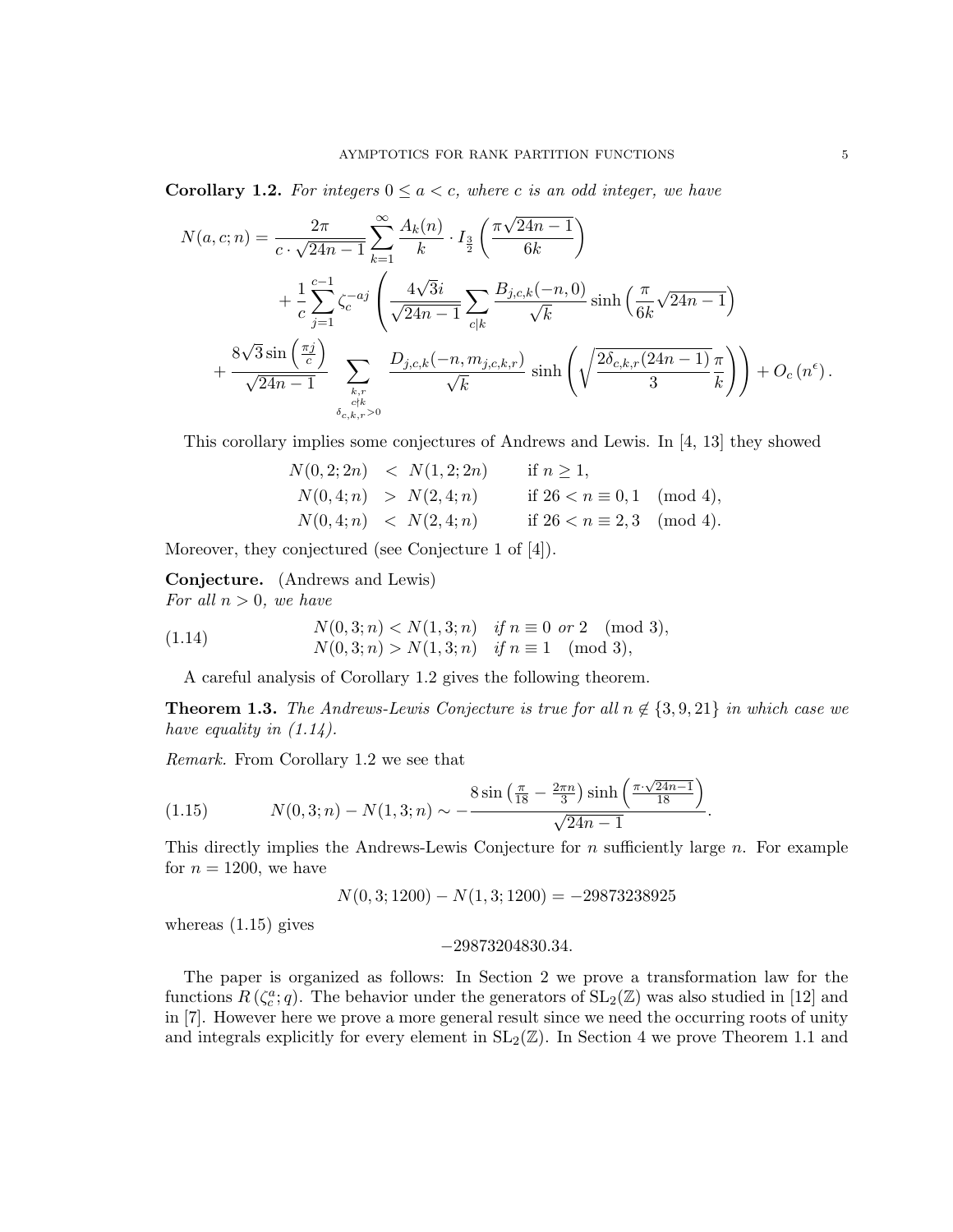**Corollary 1.2.** *For integers $0 \leq a < c$, where $c$ is an odd integer, we have*

$$
\begin{aligned}
N(a,c;n) = & \frac{2\pi}{c \cdot \sqrt{24n-1}} \sum_{k=1}^{\infty} \frac{A_k(n)}{k} \cdot I_{\frac{3}{2}} \left( \frac{\pi \sqrt{24n-1}}{6k} \right) \\
& + \frac{1}{c} \sum_{j=1}^{c-1} \zeta_c^{-aj} \left( \frac{4\sqrt{3} i}{\sqrt{24n-1}} \sum_{c|k} \frac{B_{j,c,k}(-n,0)}{\sqrt{k}} \sinh\left( \frac{\pi}{6k} \sqrt{24n-1} \right) \right. \\
+ & \left. \frac{8\sqrt{3}\sin\left(\frac{\pi j}{c}\right)}{\sqrt{24n-1}} \sum_{\substack{k,r \\ c \nmid k \\ \delta_{c,k,r}>0}} \frac{D_{j,c,k}(-n, m_{j,c,k,r})}{\sqrt{k}} \sinh\left( \sqrt{\frac{2\delta_{c,k,r}(24n-1)}{3}} \frac{\pi}{k} \right) \right) + O_c\left(n^{\epsilon}\right).
\end{aligned}
$$

This corollary implies some conjectures of Andrews and Lewis. In [4, 13] they showed

$$
\begin{aligned}
N(0,2;2n) &< N(1,2;2n) && \text{if } n \geq 1, \\
N(0,4;n) &> N(2,4;n) && \text{if } 26 < n \equiv 0,1 \pmod 4, \\
N(0,4;n) &< N(2,4;n) && \text{if } 26 < n \equiv 2,3 \pmod 4.
\end{aligned}
$$

Moreover, they conjectured (see Conjecture 1 of [4]).

**Conjecture.** (Andrews and Lewis)
*For all $n > 0$, we have*

$$
\begin{aligned}
& N(0,3;n) < N(1,3;n) \quad \text{if } n \equiv 0 \text{ or } 2 \pmod 3, \\
& N(0,3;n) > N(1,3;n) \quad \text{if } n \equiv 1 \pmod 3,
\end{aligned}
\tag{1.14}
$$

A careful analysis of Corollary 1.2 gives the following theorem.

**Theorem 1.3.** *The Andrews-Lewis Conjecture is true for all $n \notin \{3, 9, 21\}$ in which case we have equality in (1.14).*

*Remark.* From Corollary 1.2 we see that

$$
N(0,3;n) - N(1,3;n) \sim -\frac{8\sin\left(\frac{\pi}{18} - \frac{2\pi n}{3}\right) \sinh\left(\frac{\pi \cdot \sqrt{24n-1}}{18}\right)}{\sqrt{24n-1}}. \tag{1.15}
$$

This directly implies the Andrews-Lewis Conjecture for $n$ sufficiently large $n$. For example for $n = 1200$, we have

$$
N(0,3;1200) - N(1,3;1200) = -29873238925
$$

whereas (1.15) gives

$$
-29873204830.34.
$$

The paper is organized as follows: In Section 2 we prove a transformation law for the functions $R(\zeta_c^a; q)$. The behavior under the generators of $\mathrm{SL}_2(\mathbb{Z})$ was also studied in [12] and in [7]. However here we prove a more general result since we need the occurring roots of unity and integrals explicitly for every element in $\mathrm{SL}_2(\mathbb{Z})$. In Section 4 we prove Theorem 1.1 and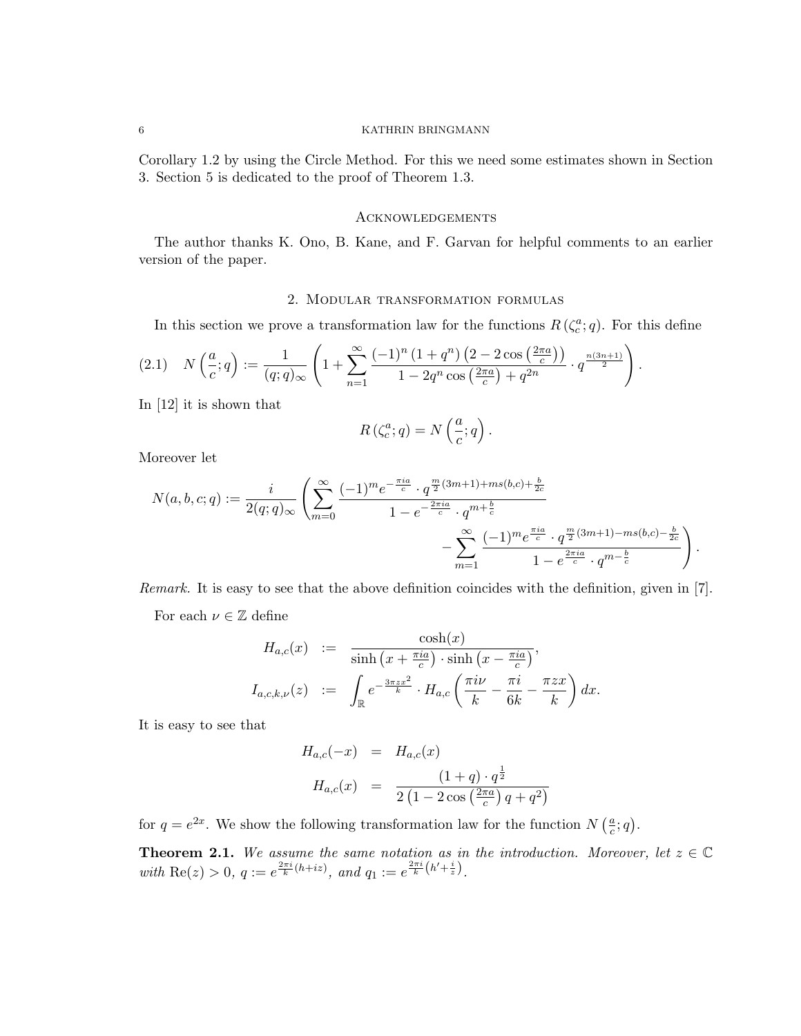Corollary 1.2 by using the Circle Method. For this we need some estimates shown in Section 3. Section 5 is dedicated to the proof of Theorem 1.3.

## Acknowledgements

The author thanks K. Ono, B. Kane, and F. Garvan for helpful comments to an earlier version of the paper.

## 2. Modular transformation formulas

In this section we prove a transformation law for the functions $R\left(\zeta_c^a; q\right)$. For this define

$$N\left(\frac{a}{c};q\right) := \frac{1}{(q;q)_\infty}\left(1+\sum_{n=1}^{\infty}\frac{(-1)^n\left(1+q^n\right)\left(2-2\cos\left(\frac{2\pi a}{c}\right)\right)}{1-2q^n\cos\left(\frac{2\pi a}{c}\right)+q^{2n}}\cdot q^{\frac{n(3n+1)}{2}}\right). \tag{2.1}$$

In [12] it is shown that

$$R\left(\zeta_c^a;q\right) = N\left(\frac{a}{c};q\right).$$

Moreover let

$$N(a,b,c;q) := \frac{i}{2(q;q)_\infty}\left(\sum_{m=0}^{\infty}\frac{(-1)^m e^{-\frac{\pi i a}{c}}\cdot q^{\frac{m}{2}(3m+1)+ms(b,c)+\frac{b}{2c}}}{1-e^{-\frac{2\pi i a}{c}}\cdot q^{m+\frac{b}{c}}} - \sum_{m=1}^{\infty}\frac{(-1)^m e^{\frac{\pi i a}{c}}\cdot q^{\frac{m}{2}(3m+1)-ms(b,c)-\frac{b}{2c}}}{1-e^{\frac{2\pi i a}{c}}\cdot q^{m-\frac{b}{c}}}\right).$$

*Remark.* It is easy to see that the above definition coincides with the definition, given in [7].

For each $\nu \in \mathbb{Z}$ define

$$\begin{aligned}
H_{a,c}(x) &:= \frac{\cosh(x)}{\sinh\left(x+\frac{\pi i a}{c}\right)\cdot\sinh\left(x-\frac{\pi i a}{c}\right)},\\
I_{a,c,k,\nu}(z) &:= \int_{\mathbb{R}} e^{-\frac{3\pi z x^2}{k}}\cdot H_{a,c}\left(\frac{\pi i \nu}{k}-\frac{\pi i}{6k}-\frac{\pi z x}{k}\right)dx.
\end{aligned}$$

It is easy to see that

$$\begin{aligned}
H_{a,c}(-x) &= H_{a,c}(x)\\
H_{a,c}(x) &= \frac{(1+q)\cdot q^{\frac{1}{2}}}{2\left(1-2\cos\left(\frac{2\pi a}{c}\right)q+q^2\right)}
\end{aligned}$$

for $q = e^{2x}$. We show the following transformation law for the function $N\left(\frac{a}{c};q\right)$.

**Theorem 2.1.** *We assume the same notation as in the introduction. Moreover, let $z\in\mathbb{C}$ with $\mathrm{Re}(z)>0$, $q := e^{\frac{2\pi i}{k}(h+iz)}$, and $q_1 := e^{\frac{2\pi i}{k}\left(h'+\frac{i}{z}\right)}$.*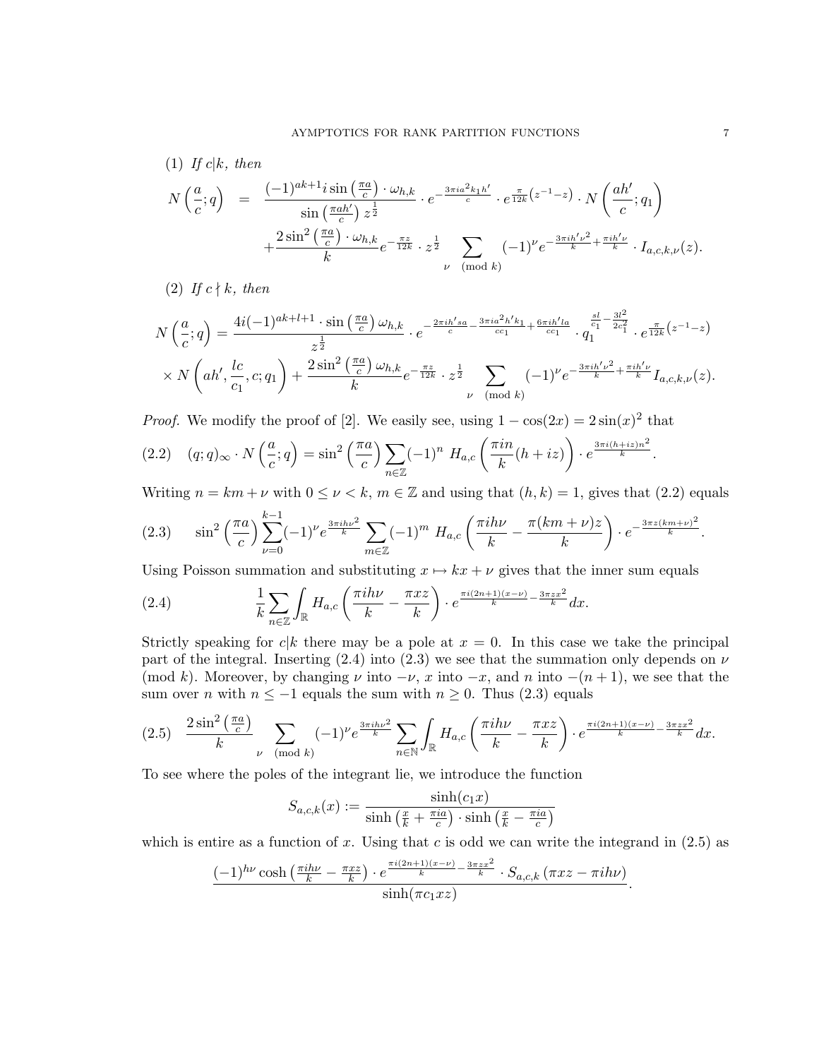(1) *If $c|k$, then*

$$N\left(\frac{a}{c};q\right) = \frac{(-1)^{ak+1} i \sin\left(\frac{\pi a}{c}\right)\cdot \omega_{h,k}}{\sin\left(\frac{\pi a h'}{c}\right) z^{\frac{1}{2}}} \cdot e^{-\frac{3\pi i a^2 k_1 h'}{c}} \cdot e^{\frac{\pi}{12k}\left(z^{-1}-z\right)} \cdot N\left(\frac{ah'}{c};q_1\right) + \frac{2\sin^2\left(\frac{\pi a}{c}\right)\cdot \omega_{h,k}}{k} e^{-\frac{\pi z}{12k}} \cdot z^{\frac{1}{2}} \sum_{\nu \pmod k} (-1)^{\nu} e^{-\frac{3\pi i h' \nu^2}{k} + \frac{\pi i h' \nu}{k}} \cdot I_{a,c,k,\nu}(z).$$

(2) *If $c \nmid k$, then*

$$N\left(\frac{a}{c};q\right) = \frac{4i(-1)^{ak+l+1}\cdot \sin\left(\frac{\pi a}{c}\right)\omega_{h,k}}{z^{\frac{1}{2}}} \cdot e^{-\frac{2\pi i h' s a}{c} - \frac{3\pi i a^2 h' k_1}{c c_1} + \frac{6\pi i h' l a}{c c_1}} \cdot q_1^{\frac{sl}{c_1} - \frac{3l^2}{2c_1^2}} \cdot e^{\frac{\pi}{12k}\left(z^{-1}-z\right)}$$
$$\times N\left(ah', \frac{lc}{c_1}, c; q_1\right) + \frac{2\sin^2\left(\frac{\pi a}{c}\right)\omega_{h,k}}{k} e^{-\frac{\pi z}{12k}} \cdot z^{\frac{1}{2}} \sum_{\nu \pmod k} (-1)^{\nu} e^{-\frac{3\pi i h' \nu^2}{k} + \frac{\pi i h' \nu}{k}} I_{a,c,k,\nu}(z).$$

*Proof.* We modify the proof of [2]. We easily see, using $1-\cos(2x) = 2\sin(x)^2$ that

$$(q;q)_\infty \cdot N\left(\frac{a}{c};q\right) = \sin^2\left(\frac{\pi a}{c}\right) \sum_{n\in\mathbb{Z}} (-1)^n \; H_{a,c}\left(\frac{\pi i n}{k}(h+iz)\right) \cdot e^{\frac{3\pi i (h+iz) n^2}{k}}. \tag{2.2}$$

Writing $n = km+\nu$ with $0 \le \nu < k$, $m \in \mathbb{Z}$ and using that $(h,k) = 1$, gives that (2.2) equals

$$\sin^2\left(\frac{\pi a}{c}\right) \sum_{\nu=0}^{k-1} (-1)^{\nu} e^{\frac{3\pi i h \nu^2}{k}} \sum_{m\in\mathbb{Z}} (-1)^m \; H_{a,c}\left(\frac{\pi i h \nu}{k} - \frac{\pi (km+\nu) z}{k}\right) \cdot e^{-\frac{3\pi z (km+\nu)^2}{k}}. \tag{2.3}$$

Using Poisson summation and substituting $x \mapsto kx+\nu$ gives that the inner sum equals

$$\frac{1}{k}\sum_{n\in\mathbb{Z}} \int_{\mathbb{R}} H_{a,c}\left(\frac{\pi i h \nu}{k} - \frac{\pi x z}{k}\right) \cdot e^{\frac{\pi i (2n+1)(x-\nu)}{k} - \frac{3\pi z x^2}{k}} dx. \tag{2.4}$$

Strictly speaking for $c|k$ there may be a pole at $x=0$. In this case we take the principal part of the integral. Inserting (2.4) into (2.3) we see that the summation only depends on $\nu$ (mod $k$). Moreover, by changing $\nu$ into $-\nu$, $x$ into $-x$, and $n$ into $-(n+1)$, we see that the sum over $n$ with $n \le -1$ equals the sum with $n \ge 0$. Thus (2.3) equals

$$\frac{2\sin^2\left(\frac{\pi a}{c}\right)}{k} \sum_{\nu \pmod k} (-1)^{\nu} e^{\frac{3\pi i h \nu^2}{k}} \sum_{n\in\mathbb{N}} \int_{\mathbb{R}} H_{a,c}\left(\frac{\pi i h \nu}{k} - \frac{\pi x z}{k}\right) \cdot e^{\frac{\pi i (2n+1)(x-\nu)}{k} - \frac{3\pi z x^2}{k}} dx. \tag{2.5}$$

To see where the poles of the integrant lie, we introduce the function

$$S_{a,c,k}(x) := \frac{\sinh(c_1 x)}{\sinh\left(\frac{x}{k} + \frac{\pi i a}{c}\right)\cdot \sinh\left(\frac{x}{k} - \frac{\pi i a}{c}\right)}$$

which is entire as a function of $x$. Using that $c$ is odd we can write the integrand in (2.5) as

$$\frac{(-1)^{h\nu}\cosh\left(\frac{\pi i h \nu}{k} - \frac{\pi x z}{k}\right)\cdot e^{\frac{\pi i (2n+1)(x-\nu)}{k} - \frac{3\pi z x^2}{k}} \cdot S_{a,c,k}\left(\pi x z - \pi i h \nu\right)}{\sinh(\pi c_1 x z)}.$$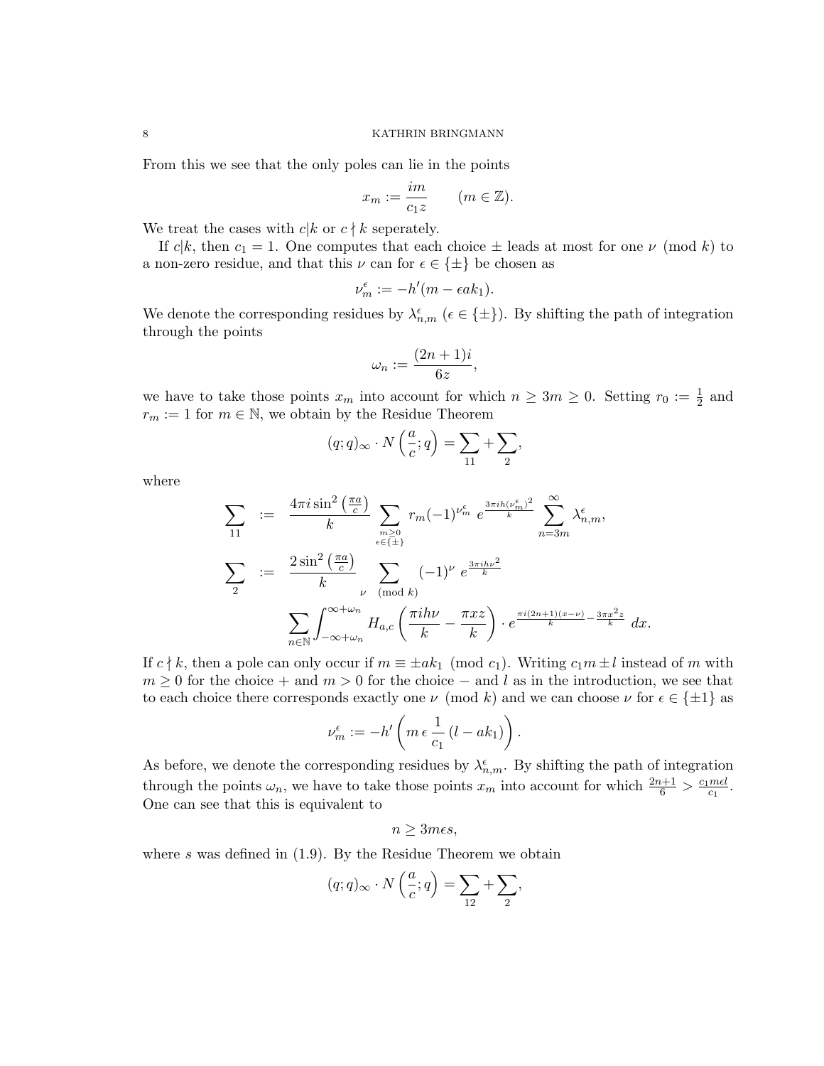From this we see that the only poles can lie in the points

$$x_m := \frac{im}{c_1 z} \qquad (m \in \mathbb{Z}).$$

We treat the cases with $c|k$ or $c \nmid k$ seperately.

If $c|k$, then $c_1 = 1$. One computes that each choice $\pm$ leads at most for one $\nu \pmod{k}$ to a non-zero residue, and that this $\nu$ can for $\epsilon \in \{\pm\}$ be chosen as

$$\nu_m^\epsilon := -h'(m - \epsilon a k_1).$$

We denote the corresponding residues by $\lambda_{n,m}^\epsilon$ ($\epsilon \in \{\pm\}$). By shifting the path of integration through the points

$$\omega_n := \frac{(2n+1)i}{6z},$$

we have to take those points $x_m$ into account for which $n \geq 3m \geq 0$. Setting $r_0 := \frac{1}{2}$ and $r_m := 1$ for $m \in \mathbb{N}$, we obtain by the Residue Theorem

$$(q;q)_\infty \cdot N\left(\frac{a}{c};q\right) = \sum_{11} + \sum_{2},$$

where

$$\sum_{11} := \frac{4\pi i \sin^2\left(\frac{\pi a}{c}\right)}{k} \sum_{\substack{m \geq 0 \\ \epsilon \in \{\pm\}}} r_m (-1)^{\nu_m^\epsilon} \, e^{\frac{3\pi i h (\nu_m^\epsilon)^2}{k}} \sum_{n=3m}^\infty \lambda_{n,m}^\epsilon,$$

$$\sum_{2} := \frac{2\sin^2\left(\frac{\pi a}{c}\right)}{k} \sum_{\nu \pmod{k}} (-1)^\nu \, e^{\frac{3\pi i h \nu^2}{k}} \sum_{n \in \mathbb{N}} \int_{-\infty+\omega_n}^{\infty+\omega_n} H_{a,c}\left(\frac{\pi i h \nu}{k} - \frac{\pi x z}{k}\right) \cdot e^{\frac{\pi i (2n+1)(x-\nu)}{k} - \frac{3\pi x^2 z}{k}} \, dx.$$

If $c \nmid k$, then a pole can only occur if $m \equiv \pm a k_1 \pmod{c_1}$. Writing $c_1 m \pm l$ instead of $m$ with $m \geq 0$ for the choice $+$ and $m > 0$ for the choice $-$ and $l$ as in the introduction, we see that to each choice there corresponds exactly one $\nu \pmod{k}$ and we can choose $\nu$ for $\epsilon \in \{\pm 1\}$ as

$$\nu_m^\epsilon := -h'\left(m \, \epsilon \, \frac{1}{c_1}\left(l - a k_1\right)\right).$$

As before, we denote the corresponding residues by $\lambda_{n,m}^\epsilon$. By shifting the path of integration through the points $\omega_n$, we have to take those points $x_m$ into account for which $\frac{2n+1}{6} > \frac{c_1 m \epsilon l}{c_1}$. One can see that this is equivalent to

$$n \geq 3m\epsilon s,$$

where $s$ was defined in (1.9). By the Residue Theorem we obtain

$$(q;q)_\infty \cdot N\left(\frac{a}{c};q\right) = \sum_{12} + \sum_{2},$$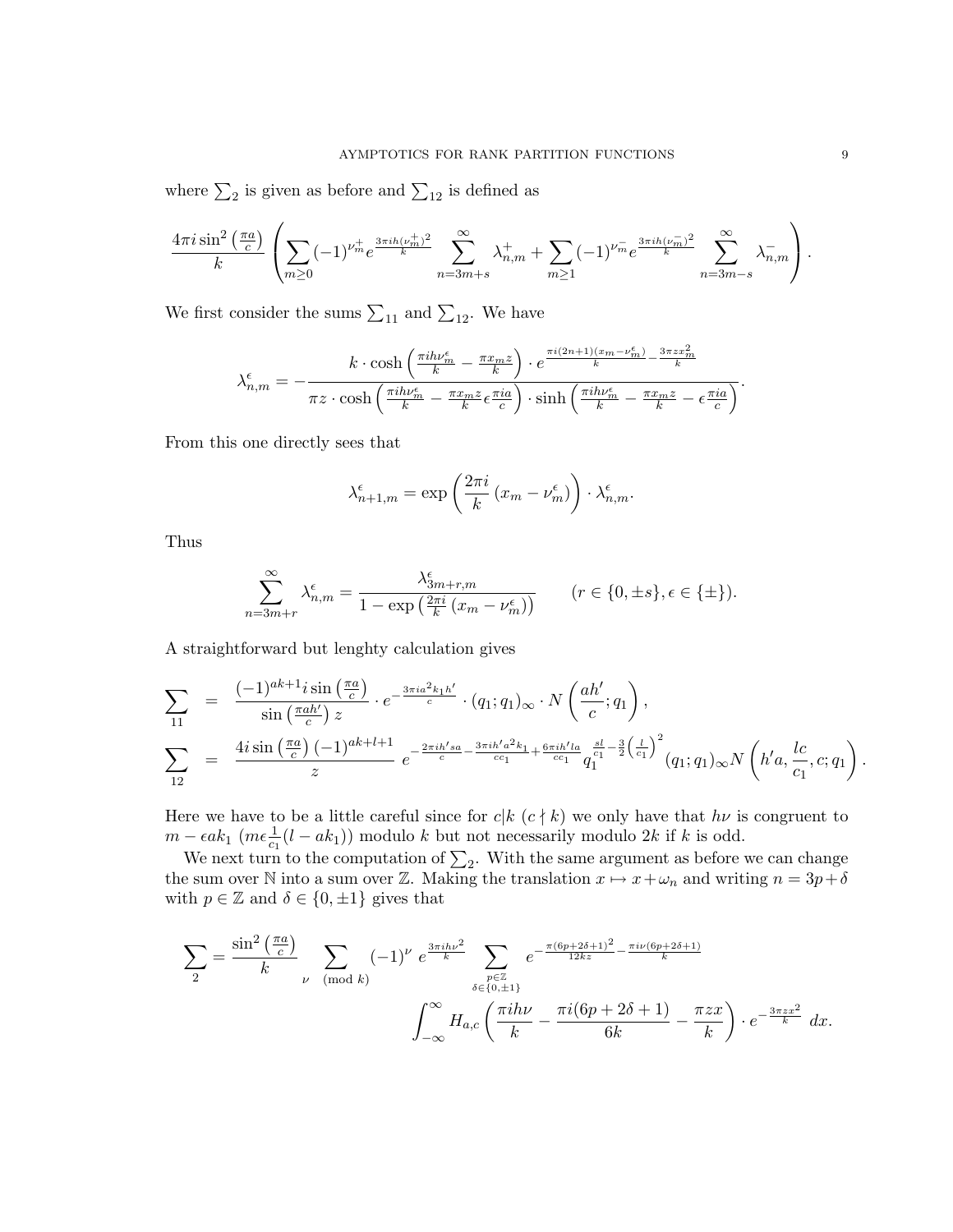where $\sum_2$ is given as before and $\sum_{12}$ is defined as

$$\frac{4\pi i \sin^2\left(\frac{\pi a}{c}\right)}{k}\left(\sum_{m\geq 0}(-1)^{\nu_m^+}e^{\frac{3\pi i h(\nu_m^+)^2}{k}}\sum_{n=3m+s}^{\infty}\lambda_{n,m}^+ + \sum_{m\geq 1}(-1)^{\nu_m^-}e^{\frac{3\pi i h(\nu_m^-)^2}{k}}\sum_{n=3m-s}^{\infty}\lambda_{n,m}^-\right).$$

We first consider the sums $\sum_{11}$ and $\sum_{12}$. We have

$$\lambda_{n,m}^{\epsilon} = -\frac{k\cdot\cosh\left(\frac{\pi i h\nu_m^{\epsilon}}{k}-\frac{\pi x_m z}{k}\right)\cdot e^{\frac{\pi i(2n+1)(x_m-\nu_m^{\epsilon})}{k}-\frac{3\pi z x_m^2}{k}}}{\pi z\cdot\cosh\left(\frac{\pi i h\nu_m^{\epsilon}}{k}-\frac{\pi x_m z}{k}\epsilon\frac{\pi i a}{c}\right)\cdot\sinh\left(\frac{\pi i h\nu_m^{\epsilon}}{k}-\frac{\pi x_m z}{k}-\epsilon\frac{\pi i a}{c}\right)}.$$

From this one directly sees that

$$\lambda_{n+1,m}^{\epsilon} = \exp\left(\frac{2\pi i}{k}\left(x_m-\nu_m^{\epsilon}\right)\right)\cdot\lambda_{n,m}^{\epsilon}.$$

Thus

$$\sum_{n=3m+r}^{\infty}\lambda_{n,m}^{\epsilon} = \frac{\lambda_{3m+r,m}^{\epsilon}}{1-\exp\left(\frac{2\pi i}{k}\left(x_m-\nu_m^{\epsilon}\right)\right)}\qquad (r\in\{0,\pm s\},\epsilon\in\{\pm\}).$$

A straightforward but lenghty calculation gives

$$\begin{aligned}
\sum_{11} &= \frac{(-1)^{ak+1}i\sin\left(\frac{\pi a}{c}\right)}{\sin\left(\frac{\pi a h'}{c}\right)z}\cdot e^{-\frac{3\pi i a^2 k_1 h'}{c}}\cdot(q_1;q_1)_\infty\cdot N\left(\frac{ah'}{c};q_1\right),\\
\sum_{12} &= \frac{4i\sin\left(\frac{\pi a}{c}\right)(-1)^{ak+l+1}}{z}\;e^{-\frac{2\pi i h' s a}{c}-\frac{3\pi i h' a^2 k_1}{cc_1}+\frac{6\pi i h' l a}{cc_1}}q_1^{\frac{sl}{c_1}-\frac{3}{2}\left(\frac{l}{c_1}\right)^2}(q_1;q_1)_\infty N\left(h'a,\frac{lc}{c_1},c;q_1\right).
\end{aligned}$$

Here we have to be a little careful since for $c|k$ ($c\nmid k$) we only have that $h\nu$ is congruent to $m-\epsilon a k_1$ ($m\epsilon\frac{1}{c_1}(l-ak_1)$) modulo $k$ but not necessarily modulo $2k$ if $k$ is odd.

We next turn to the computation of $\sum_2$. With the same argument as before we can change the sum over $\mathbb{N}$ into a sum over $\mathbb{Z}$. Making the translation $x\mapsto x+\omega_n$ and writing $n=3p+\delta$ with $p\in\mathbb{Z}$ and $\delta\in\{0,\pm1\}$ gives that

$$\sum_2 = \frac{\sin^2\left(\frac{\pi a}{c}\right)}{k}\sum_{\nu\pmod k}(-1)^{\nu}\,e^{\frac{3\pi i h\nu^2}{k}}\sum_{\substack{p\in\mathbb{Z}\\ \delta\in\{0,\pm1\}}}e^{-\frac{\pi(6p+2\delta+1)^2}{12kz}-\frac{\pi i\nu(6p+2\delta+1)}{k}}$$
$$\int_{-\infty}^{\infty}H_{a,c}\left(\frac{\pi i h\nu}{k}-\frac{\pi i(6p+2\delta+1)}{6k}-\frac{\pi z x}{k}\right)\cdot e^{-\frac{3\pi z x^2}{k}}\,dx.$$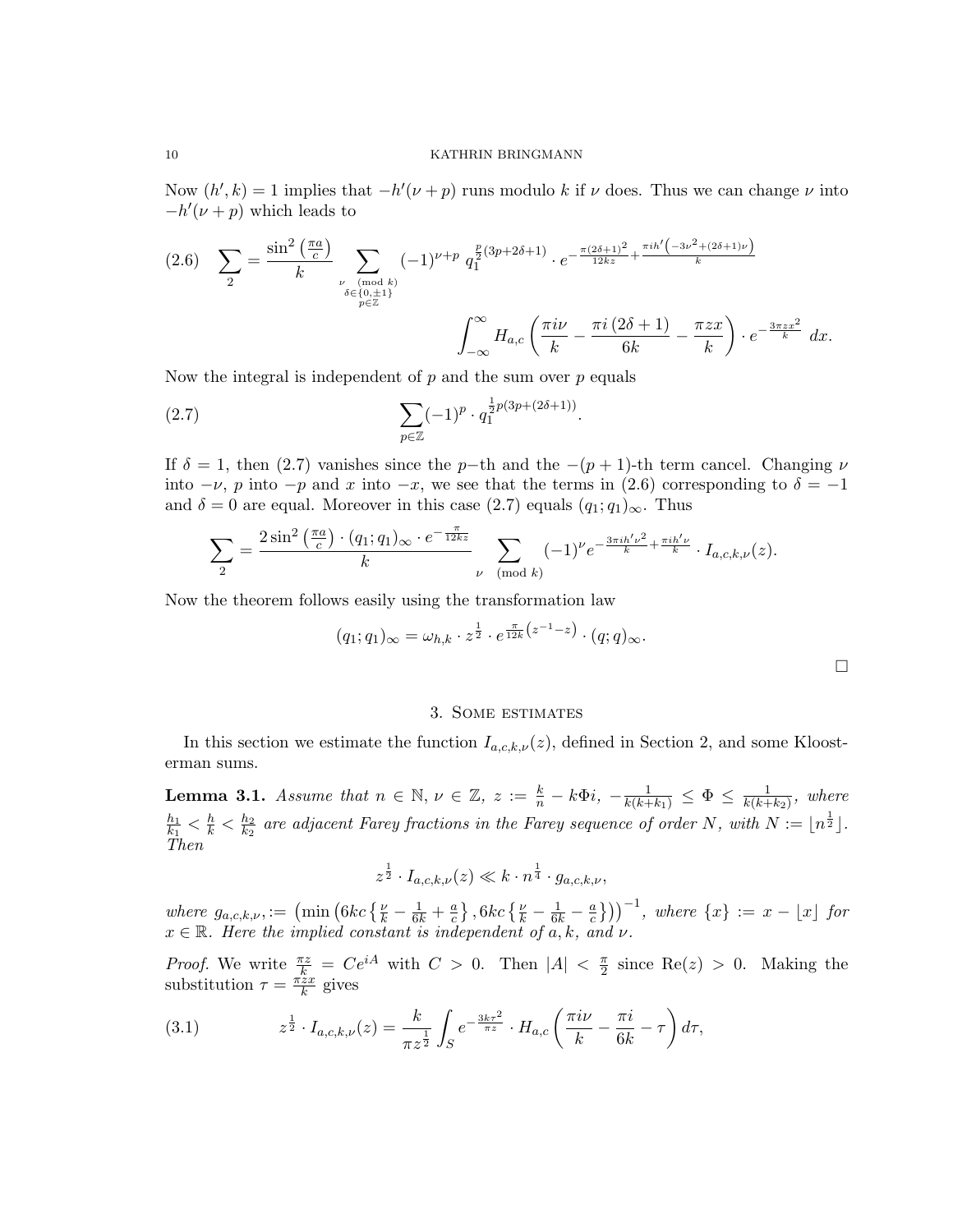Now $(h', k) = 1$ implies that $-h'(\nu + p)$ runs modulo $k$ if $\nu$ does. Thus we can change $\nu$ into $-h'(\nu + p)$ which leads to

$$\sum_2 = \frac{\sin^2\left(\frac{\pi a}{c}\right)}{k} \sum_{\substack{\nu \pmod k \\ \delta\in\{0,\pm 1\} \\ p\in\mathbb{Z}}} (-1)^{\nu+p}\ q_1^{\frac{p}{2}(3p+2\delta+1)} \cdot e^{-\frac{\pi(2\delta+1)^2}{12kz} + \frac{\pi i h'\left(-3\nu^2+(2\delta+1)\nu\right)}{k}} \int_{-\infty}^{\infty} H_{a,c}\left(\frac{\pi i\nu}{k} - \frac{\pi i\,(2\delta+1)}{6k} - \frac{\pi z x}{k}\right) \cdot e^{-\frac{3\pi z x^2}{k}}\ dx. \tag{2.6}$$

Now the integral is independent of $p$ and the sum over $p$ equals

$$\sum_{p\in\mathbb{Z}} (-1)^p \cdot q_1^{\frac{1}{2}p(3p+(2\delta+1))}. \tag{2.7}$$

If $\delta = 1$, then (2.7) vanishes since the $p-$th and the $-(p+1)$-th term cancel. Changing $\nu$ into $-\nu$, $p$ into $-p$ and $x$ into $-x$, we see that the terms in (2.6) corresponding to $\delta = -1$ and $\delta = 0$ are equal. Moreover in this case (2.7) equals $(q_1; q_1)_\infty$. Thus

$$\sum_2 = \frac{2\sin^2\left(\frac{\pi a}{c}\right) \cdot (q_1; q_1)_\infty \cdot e^{-\frac{\pi}{12kz}}}{k} \sum_{\nu \pmod k} (-1)^\nu e^{-\frac{3\pi i h'\nu^2}{k} + \frac{\pi i h'\nu}{k}} \cdot I_{a,c,k,\nu}(z).$$

Now the theorem follows easily using the transformation law

$$(q_1; q_1)_\infty = \omega_{h,k} \cdot z^{\frac{1}{2}} \cdot e^{\frac{\pi}{12k}\left(z^{-1} - z\right)} \cdot (q; q)_\infty.$$

□

## 3. Some estimates

In this section we estimate the function $I_{a,c,k,\nu}(z)$, defined in Section 2, and some Kloosterman sums.

**Lemma 3.1.** *Assume that $n \in \mathbb{N}$, $\nu \in \mathbb{Z}$, $z := \frac{k}{n} - k\Phi i$, $-\frac{1}{k(k+k_1)} \le \Phi \le \frac{1}{k(k+k_2)}$, where $\frac{h_1}{k_1} < \frac{h}{k} < \frac{h_2}{k_2}$ are adjacent Farey fractions in the Farey sequence of order $N$, with $N := \lfloor n^{\frac{1}{2}} \rfloor$. Then*

$$z^{\frac{1}{2}} \cdot I_{a,c,k,\nu}(z) \ll k \cdot n^{\frac{1}{4}} \cdot g_{a,c,k,\nu},$$

*where $g_{a,c,k,\nu}, := \left(\min\left(6kc\left\{\frac{\nu}{k} - \frac{1}{6k} + \frac{a}{c}\right\}, 6kc\left\{\frac{\nu}{k} - \frac{1}{6k} - \frac{a}{c}\right\}\right)\right)^{-1}$, where $\{x\} := x - \lfloor x \rfloor$ for $x \in \mathbb{R}$. Here the implied constant is independent of $a, k$, and $\nu$.*

*Proof.* We write $\frac{\pi z}{k} = Ce^{iA}$ with $C > 0$. Then $|A| < \frac{\pi}{2}$ since $\mathrm{Re}(z) > 0$. Making the substitution $\tau = \frac{\pi z x}{k}$ gives

$$z^{\frac{1}{2}} \cdot I_{a,c,k,\nu}(z) = \frac{k}{\pi z^{\frac{1}{2}}} \int_S e^{-\frac{3k\tau^2}{\pi z}} \cdot H_{a,c}\left(\frac{\pi i\nu}{k} - \frac{\pi i}{6k} - \tau\right) d\tau, \tag{3.1}$$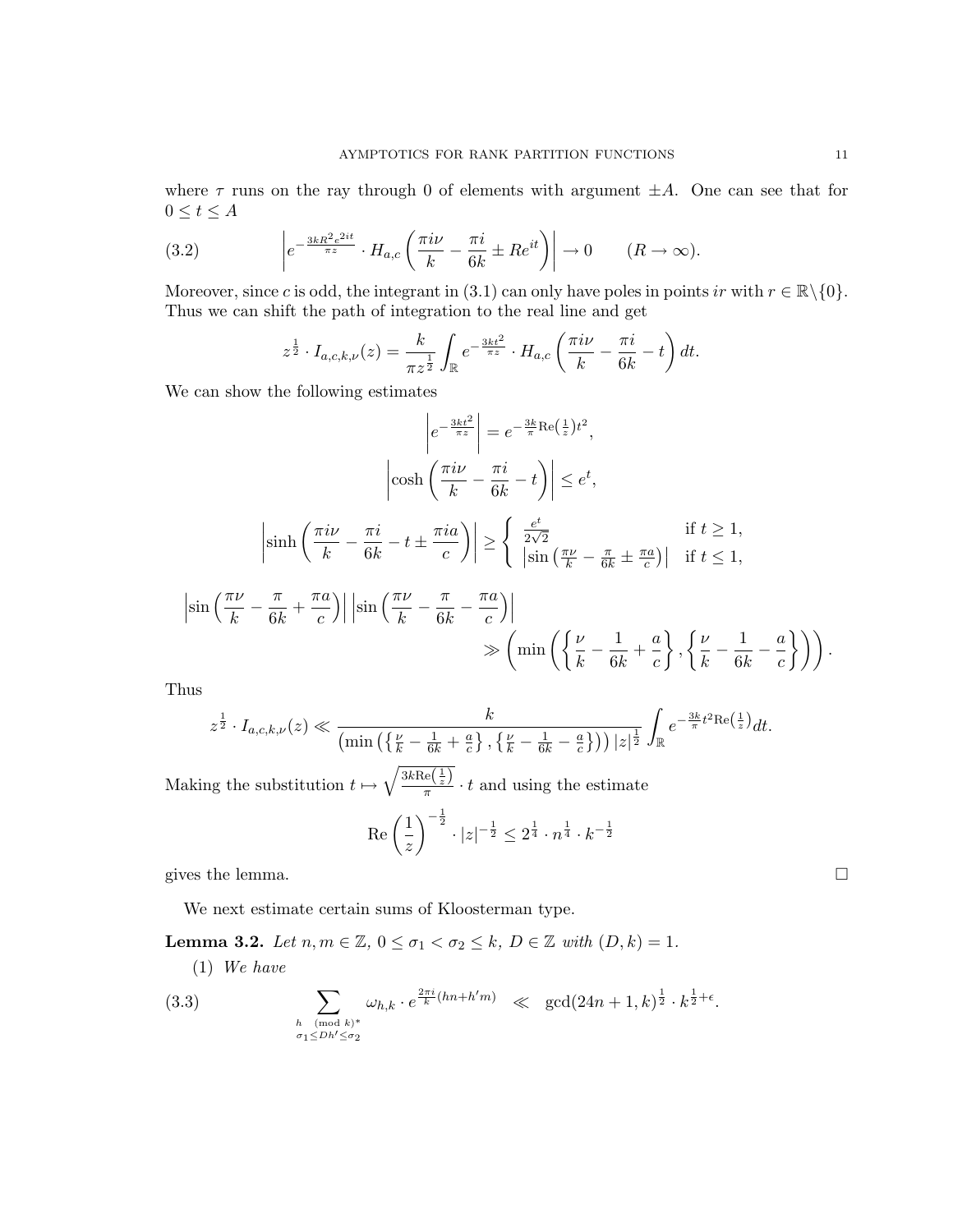where $\tau$ runs on the ray through 0 of elements with argument $\pm A$. One can see that for $0 \le t \le A$

$$\left| e^{-\frac{3kR^2e^{2it}}{\pi z}} \cdot H_{a,c}\left(\frac{\pi i\nu}{k} - \frac{\pi i}{6k} \pm Re^{it}\right)\right| \to 0 \qquad (R \to \infty). \tag{3.2}$$

Moreover, since $c$ is odd, the integrant in (3.1) can only have poles in points $ir$ with $r \in \mathbb{R}\backslash\{0\}$. Thus we can shift the path of integration to the real line and get

$$z^{\frac{1}{2}} \cdot I_{a,c,k,\nu}(z) = \frac{k}{\pi z^{\frac{1}{2}}} \int_{\mathbb{R}} e^{-\frac{3kt^2}{\pi z}} \cdot H_{a,c}\left(\frac{\pi i\nu}{k} - \frac{\pi i}{6k} - t\right) dt.$$

We can show the following estimates

$$\left| e^{-\frac{3kt^2}{\pi z}}\right| = e^{-\frac{3k}{\pi}\mathrm{Re}\left(\frac{1}{z}\right)t^2},$$

$$\left|\cosh\left(\frac{\pi i\nu}{k} - \frac{\pi i}{6k} - t\right)\right| \le e^t,$$

$$\left|\sinh\left(\frac{\pi i\nu}{k} - \frac{\pi i}{6k} - t \pm \frac{\pi ia}{c}\right)\right| \ge \begin{cases} \frac{e^t}{2\sqrt{2}} & \text{if } t \ge 1, \\ \left|\sin\left(\frac{\pi\nu}{k} - \frac{\pi}{6k} \pm \frac{\pi a}{c}\right)\right| & \text{if } t \le 1, \end{cases}$$

$$\left|\sin\left(\frac{\pi\nu}{k} - \frac{\pi}{6k} + \frac{\pi a}{c}\right)\right| \left|\sin\left(\frac{\pi\nu}{k} - \frac{\pi}{6k} - \frac{\pi a}{c}\right)\right| \gg \left(\min\left(\left\{\frac{\nu}{k} - \frac{1}{6k} + \frac{a}{c}\right\}, \left\{\frac{\nu}{k} - \frac{1}{6k} - \frac{a}{c}\right\}\right)\right).$$

Thus

$$z^{\frac{1}{2}} \cdot I_{a,c,k,\nu}(z) \ll \frac{k}{\left(\min\left(\left\{\frac{\nu}{k} - \frac{1}{6k} + \frac{a}{c}\right\}, \left\{\frac{\nu}{k} - \frac{1}{6k} - \frac{a}{c}\right\}\right)\right)|z|^{\frac{1}{2}}} \int_{\mathbb{R}} e^{-\frac{3k}{\pi}t^2\mathrm{Re}\left(\frac{1}{z}\right)} dt.$$

Making the substitution $t \mapsto \sqrt{\frac{3k\mathrm{Re}\left(\frac{1}{z}\right)}{\pi}} \cdot t$ and using the estimate

$$\mathrm{Re}\left(\frac{1}{z}\right)^{-\frac{1}{2}} \cdot |z|^{-\frac{1}{2}} \le 2^{\frac{1}{4}} \cdot n^{\frac{1}{4}} \cdot k^{-\frac{1}{2}}$$

gives the lemma. $\square$

We next estimate certain sums of Kloosterman type.

**Lemma 3.2.** *Let $n, m \in \mathbb{Z}$, $0 \le \sigma_1 < \sigma_2 \le k$, $D \in \mathbb{Z}$ with $(D, k) = 1$.*

(1) *We have*

$$\sum_{\substack{h \pmod{k}^* \\ \sigma_1 \le Dh' \le \sigma_2}} \omega_{h,k} \cdot e^{\frac{2\pi i}{k}(hn + h'm)} \quad \ll \quad \gcd(24n+1, k)^{\frac{1}{2}} \cdot k^{\frac{1}{2}+\epsilon}. \tag{3.3}$$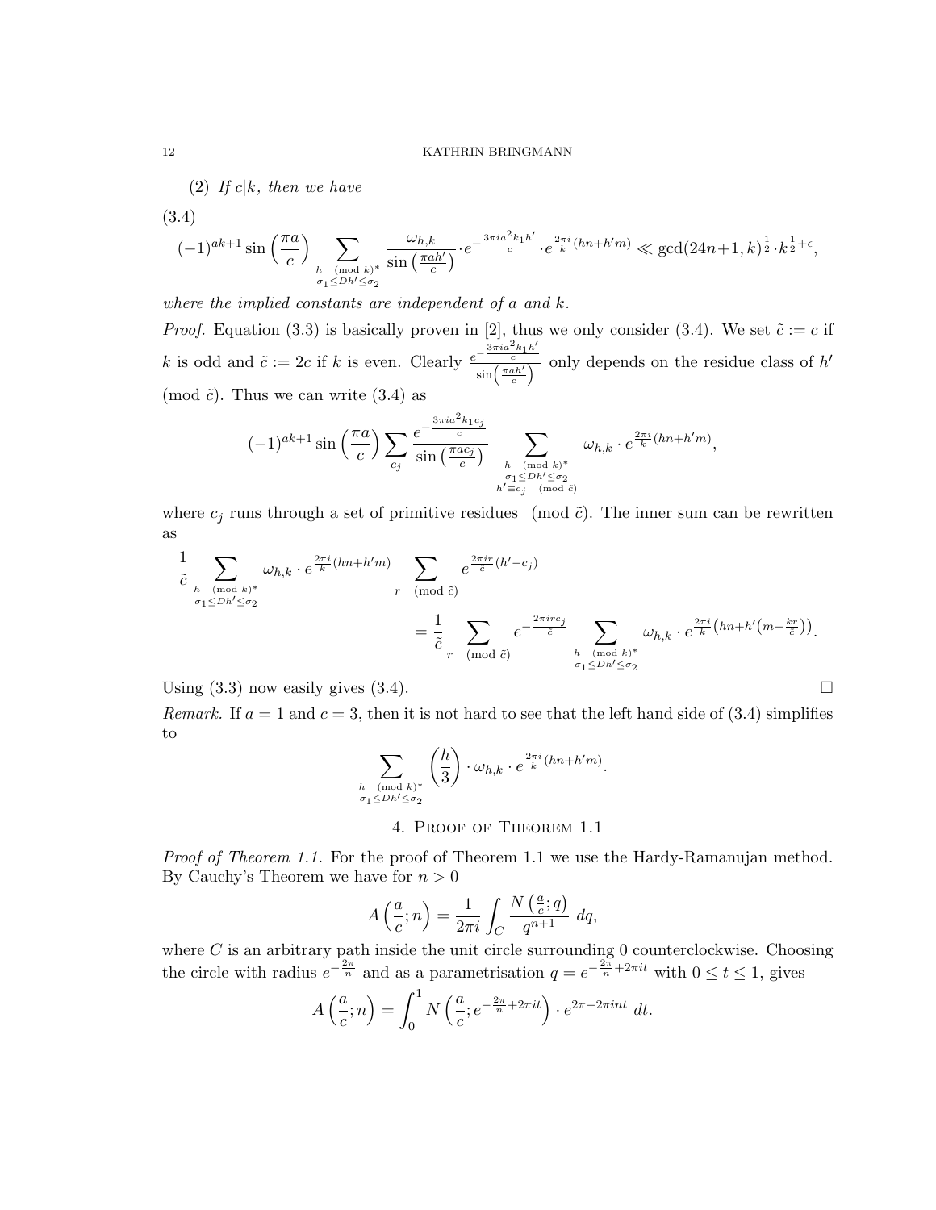(2) *If $c|k$, then we have*

$$(3.4)\quad (-1)^{ak+1}\sin\left(\frac{\pi a}{c}\right)\sum_{\substack{h \pmod{k}^* \\ \sigma_1\leq Dh'\leq\sigma_2}}\frac{\omega_{h,k}}{\sin\left(\frac{\pi a h'}{c}\right)}\cdot e^{-\frac{3\pi i a^2 k_1 h'}{c}}\cdot e^{\frac{2\pi i}{k}(hn+h'm)}\ll \gcd(24n+1,k)^{\frac{1}{2}}\cdot k^{\frac{1}{2}+\epsilon},$$

*where the implied constants are independent of $a$ and $k$.*

*Proof.* Equation (3.3) is basically proven in [2], thus we only consider (3.4). We set $\tilde{c}:=c$ if $k$ is odd and $\tilde{c}:=2c$ if $k$ is even. Clearly $\frac{e^{-\frac{3\pi i a^2 k_1 h'}{c}}}{\sin\left(\frac{\pi a h'}{c}\right)}$ only depends on the residue class of $h'$ $\pmod{\tilde{c}}$. Thus we can write (3.4) as

$$(-1)^{ak+1}\sin\left(\frac{\pi a}{c}\right)\sum_{c_j}\frac{e^{-\frac{3\pi i a^2 k_1 c_j}{c}}}{\sin\left(\frac{\pi a c_j}{c}\right)}\sum_{\substack{h \pmod{k}^* \\ \sigma_1\leq Dh'\leq\sigma_2 \\ h'\equiv c_j \pmod{\tilde{c}}}}\omega_{h,k}\cdot e^{\frac{2\pi i}{k}(hn+h'm)},$$

where $c_j$ runs through a set of primitive residues $\pmod{\tilde{c}}$. The inner sum can be rewritten as

$$\frac{1}{\tilde{c}}\sum_{\substack{h \pmod{k}^* \\ \sigma_1\leq Dh'\leq\sigma_2}}\omega_{h,k}\cdot e^{\frac{2\pi i}{k}(hn+h'm)}\sum_{r \pmod{\tilde{c}}}e^{\frac{2\pi i r}{\tilde{c}}(h'-c_j)}$$

$$=\frac{1}{\tilde{c}}\sum_{r \pmod{\tilde{c}}}e^{-\frac{2\pi i r c_j}{\tilde{c}}}\sum_{\substack{h \pmod{k}^* \\ \sigma_1\leq Dh'\leq\sigma_2}}\omega_{h,k}\cdot e^{\frac{2\pi i}{k}\left(hn+h'\left(m+\frac{kr}{\tilde{c}}\right)\right)}.$$

Using (3.3) now easily gives (3.4). $\square$

*Remark.* If $a=1$ and $c=3$, then it is not hard to see that the left hand side of (3.4) simplifies to

$$\sum_{\substack{h \pmod{k}^* \\ \sigma_1\leq Dh'\leq\sigma_2}}\left(\frac{h}{3}\right)\cdot\omega_{h,k}\cdot e^{\frac{2\pi i}{k}(hn+h'm)}.$$

## 4. Proof of Theorem 1.1

*Proof of Theorem 1.1.* For the proof of Theorem 1.1 we use the Hardy-Ramanujan method. By Cauchy's Theorem we have for $n>0$

$$A\left(\frac{a}{c};n\right)=\frac{1}{2\pi i}\int_C\frac{N\left(\frac{a}{c};q\right)}{q^{n+1}}\,dq,$$

where $C$ is an arbitrary path inside the unit circle surrounding 0 counterclockwise. Choosing the circle with radius $e^{-\frac{2\pi}{n}}$ and as a parametrisation $q=e^{-\frac{2\pi}{n}+2\pi i t}$ with $0\leq t\leq 1$, gives

$$A\left(\frac{a}{c};n\right)=\int_0^1 N\left(\frac{a}{c};e^{-\frac{2\pi}{n}+2\pi i t}\right)\cdot e^{2\pi-2\pi i n t}\,dt.$$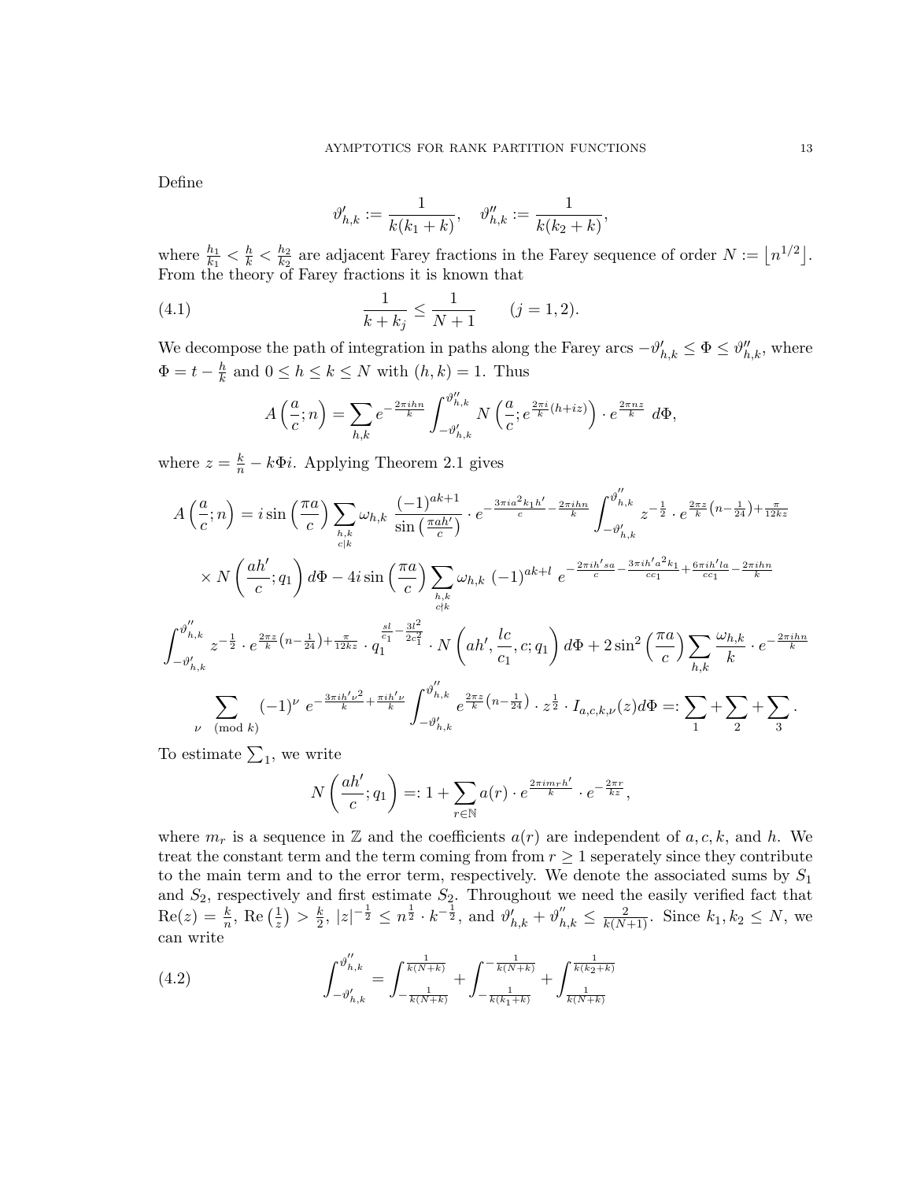Define

$$\vartheta'_{h,k} := \frac{1}{k(k_1+k)}, \quad \vartheta''_{h,k} := \frac{1}{k(k_2+k)},$$

where $\frac{h_1}{k_1} < \frac{h}{k} < \frac{h_2}{k_2}$ are adjacent Farey fractions in the Farey sequence of order $N := \lfloor n^{1/2} \rfloor$. From the theory of Farey fractions it is known that

$$\frac{1}{k+k_j} \leq \frac{1}{N+1} \qquad (j=1,2). \tag{4.1}$$

We decompose the path of integration in paths along the Farey arcs $-\vartheta'_{h,k} \leq \Phi \leq \vartheta''_{h,k}$, where $\Phi = t - \frac{h}{k}$ and $0 \leq h \leq k \leq N$ with $(h,k) = 1$. Thus

$$A\left(\frac{a}{c};n\right) = \sum_{h,k} e^{-\frac{2\pi i h n}{k}} \int_{-\vartheta'_{h,k}}^{\vartheta''_{h,k}} N\left(\frac{a}{c}; e^{\frac{2\pi i}{k}(h+iz)}\right) \cdot e^{\frac{2\pi n z}{k}} \, d\Phi,$$

where $z = \frac{k}{n} - k\Phi i$. Applying Theorem 2.1 gives

$$\begin{aligned}
A\left(\frac{a}{c};n\right) &= i \sin\left(\frac{\pi a}{c}\right) \sum_{\substack{h,k \\ c|k}} \omega_{h,k} \, \frac{(-1)^{ak+1}}{\sin\left(\frac{\pi a h'}{c}\right)} \cdot e^{-\frac{3\pi i a^2 k_1 h'}{c} - \frac{2\pi i h n}{k}} \int_{-\vartheta'_{h,k}}^{\vartheta''_{h,k}} z^{-\frac{1}{2}} \cdot e^{\frac{2\pi z}{k}\left(n - \frac{1}{24}\right) + \frac{\pi}{12kz}} \\
&\times N\left(\frac{ah'}{c}; q_1\right) d\Phi - 4i \sin\left(\frac{\pi a}{c}\right) \sum_{\substack{h,k \\ c\nmid k}} \omega_{h,k} \, (-1)^{ak+l} \, e^{-\frac{2\pi i h' s a}{c} - \frac{3\pi i h' a^2 k_1}{c c_1} + \frac{6\pi i h' l a}{c c_1} - \frac{2\pi i h n}{k}} \\
&\int_{-\vartheta'_{h,k}}^{\vartheta''_{h,k}} z^{-\frac{1}{2}} \cdot e^{\frac{2\pi z}{k}\left(n - \frac{1}{24}\right) + \frac{\pi}{12kz}} \cdot q_1^{\frac{sl}{c_1} - \frac{3l^2}{2c_1^2}} \cdot N\left(ah', \frac{lc}{c_1}, c; q_1\right) d\Phi + 2\sin^2\left(\frac{\pi a}{c}\right) \sum_{h,k} \frac{\omega_{h,k}}{k} \cdot e^{-\frac{2\pi i h n}{k}} \\
&\sum_{\nu \pmod{k}} (-1)^\nu \, e^{-\frac{3\pi i h' \nu^2}{k} + \frac{\pi i h' \nu}{k}} \int_{-\vartheta'_{h,k}}^{\vartheta''_{h,k}} e^{\frac{2\pi z}{k}\left(n - \frac{1}{24}\right)} \cdot z^{\frac{1}{2}} \cdot I_{a,c,k,\nu}(z) d\Phi =: \sum_1 + \sum_2 + \sum_3 .
\end{aligned}$$

To estimate $\sum_1$, we write

$$N\left(\frac{ah'}{c}; q_1\right) =: 1 + \sum_{r \in \mathbb{N}} a(r) \cdot e^{\frac{2\pi i m_r h'}{k}} \cdot e^{-\frac{2\pi r}{kz}},$$

where $m_r$ is a sequence in $\mathbb{Z}$ and the coefficients $a(r)$ are independent of $a, c, k,$ and $h$. We treat the constant term and the term coming from from $r \geq 1$ seperately since they contribute to the main term and to the error term, respectively. We denote the associated sums by $S_1$ and $S_2$, respectively and first estimate $S_2$. Throughout we need the easily verified fact that $\mathrm{Re}(z) = \frac{k}{n}$, $\mathrm{Re}\left(\frac{1}{z}\right) > \frac{k}{2}$, $|z|^{-\frac{1}{2}} \leq n^{\frac{1}{2}} \cdot k^{-\frac{1}{2}}$, and $\vartheta'_{h,k} + \vartheta''_{h,k} \leq \frac{2}{k(N+1)}$. Since $k_1, k_2 \leq N$, we can write

$$\int_{-\vartheta'_{h,k}}^{\vartheta''_{h,k}} = \int_{-\frac{1}{k(N+k)}}^{\frac{1}{k(N+k)}} + \int_{-\frac{1}{k(k_1+k)}}^{-\frac{1}{k(N+k)}} + \int_{\frac{1}{k(N+k)}}^{\frac{1}{k(k_2+k)}} \tag{4.2}$$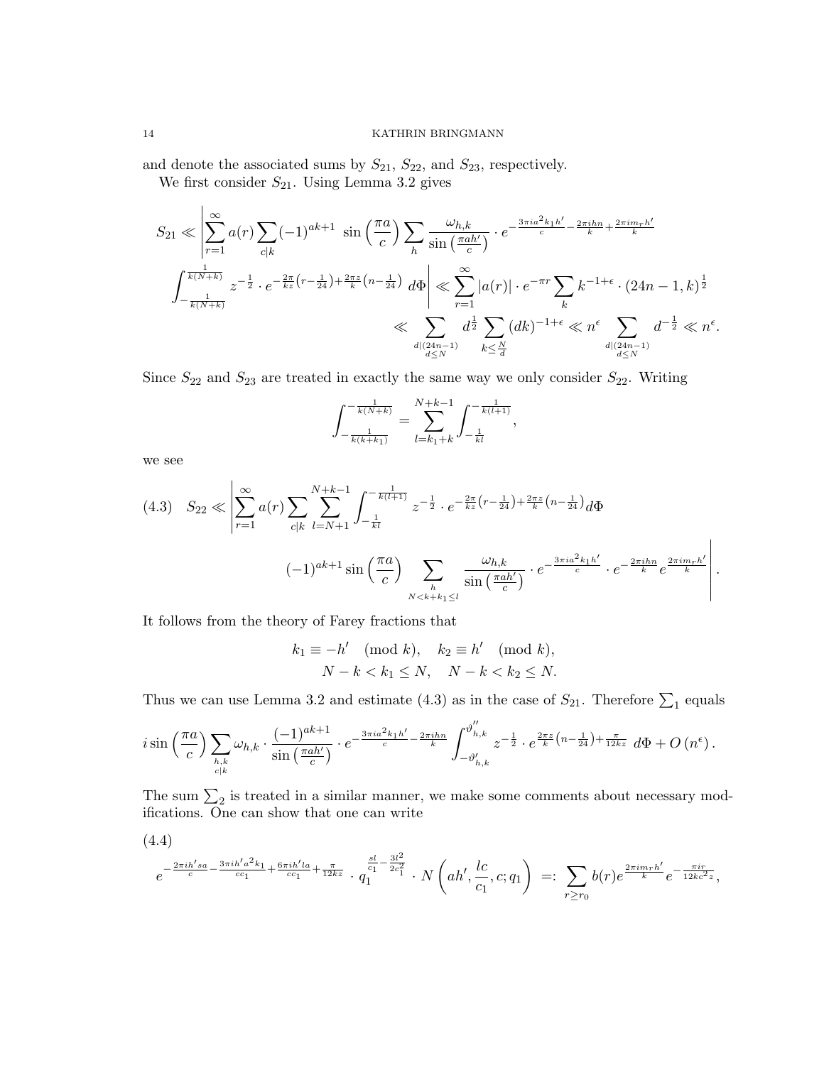and denote the associated sums by $S_{21}$, $S_{22}$, and $S_{23}$, respectively.

We first consider $S_{21}$. Using Lemma 3.2 gives

$$
\begin{aligned}
S_{21} \ll & \left| \sum_{r=1}^{\infty} a(r) \sum_{c|k} (-1)^{ak+1} \, \sin\left(\frac{\pi a}{c}\right) \sum_{h} \frac{\omega_{h,k}}{\sin\left(\frac{\pi a h'}{c}\right)} \cdot e^{-\frac{3\pi i a^2 k_1 h'}{c} - \frac{2\pi i h n}{k} + \frac{2\pi i m_r h'}{k}} \right. \\
& \left. \int_{-\frac{1}{k(N+k)}}^{\frac{1}{k(N+k)}} z^{-\frac{1}{2}} \cdot e^{-\frac{2\pi}{kz}\left(r - \frac{1}{24}\right) + \frac{2\pi z}{k}\left(n - \frac{1}{24}\right)} \, d\Phi \right| \ll \sum_{r=1}^{\infty} |a(r)| \cdot e^{-\pi r} \sum_{k} k^{-1+\epsilon} \cdot (24n-1, k)^{\frac{1}{2}} \\
& \ll \sum_{\substack{d|(24n-1) \\ d \leq N}} d^{\frac{1}{2}} \sum_{k \leq \frac{N}{d}} (dk)^{-1+\epsilon} \ll n^{\epsilon} \sum_{\substack{d|(24n-1) \\ d \leq N}} d^{-\frac{1}{2}} \ll n^{\epsilon}.
\end{aligned}
$$

Since $S_{22}$ and $S_{23}$ are treated in exactly the same way we only consider $S_{22}$. Writing

$$
\int_{-\frac{1}{k(k+k_1)}}^{-\frac{1}{k(N+k)}} = \sum_{l=k_1+k}^{N+k-1} \int_{-\frac{1}{kl}}^{-\frac{1}{k(l+1)}},
$$

we see

$$
\begin{aligned}
(4.3) \quad S_{22} \ll & \left| \sum_{r=1}^{\infty} a(r) \sum_{c|k} \sum_{l=N+1}^{N+k-1} \int_{-\frac{1}{kl}}^{-\frac{1}{k(l+1)}} z^{-\frac{1}{2}} \cdot e^{-\frac{2\pi}{kz}\left(r - \frac{1}{24}\right) + \frac{2\pi z}{k}\left(n - \frac{1}{24}\right)} d\Phi \right. \\
& \left. (-1)^{ak+1} \sin\left(\frac{\pi a}{c}\right) \sum_{\substack{h \\ N < k + k_1 \leq l}} \frac{\omega_{h,k}}{\sin\left(\frac{\pi a h'}{c}\right)} \cdot e^{-\frac{3\pi i a^2 k_1 h'}{c}} \cdot e^{-\frac{2\pi i h n}{k}} e^{\frac{2\pi i m_r h'}{k}} \right|.
\end{aligned}
$$

It follows from the theory of Farey fractions that

$$
\begin{aligned}
k_1 \equiv -h' \pmod{k}, \quad k_2 \equiv h' \pmod{k}, \\
N - k < k_1 \leq N, \quad N - k < k_2 \leq N.
\end{aligned}
$$

Thus we can use Lemma 3.2 and estimate (4.3) as in the case of $S_{21}$. Therefore $\sum_1$ equals

$$
i \sin\left(\frac{\pi a}{c}\right) \sum_{\substack{h,k \\ c|k}} \omega_{h,k} \cdot \frac{(-1)^{ak+1}}{\sin\left(\frac{\pi a h'}{c}\right)} \cdot e^{-\frac{3\pi i a^2 k_1 h'}{c} - \frac{2\pi i h n}{k}} \int_{-\vartheta'_{h,k}}^{\vartheta''_{h,k}} z^{-\frac{1}{2}} \cdot e^{\frac{2\pi z}{k}\left(n - \frac{1}{24}\right) + \frac{\pi}{12kz}} \, d\Phi + O\left(n^{\epsilon}\right).
$$

The sum $\sum_2$ is treated in a similar manner, we make some comments about necessary modifications. One can show that one can write

(4.4)

$$
e^{-\frac{2\pi i h' s a}{c} - \frac{3\pi i h' a^2 k_1}{c c_1} + \frac{6\pi i h' l a}{c c_1} + \frac{\pi}{12kz}} \cdot q_1^{\frac{sl}{c_1} - \frac{3l^2}{2c_1^2}} \cdot N\left(ah', \frac{lc}{c_1}, c; q_1\right) =: \sum_{r \geq r_0} b(r) e^{\frac{2\pi i m_r h'}{k}} e^{-\frac{\pi i r}{12kc^2 z}},
$$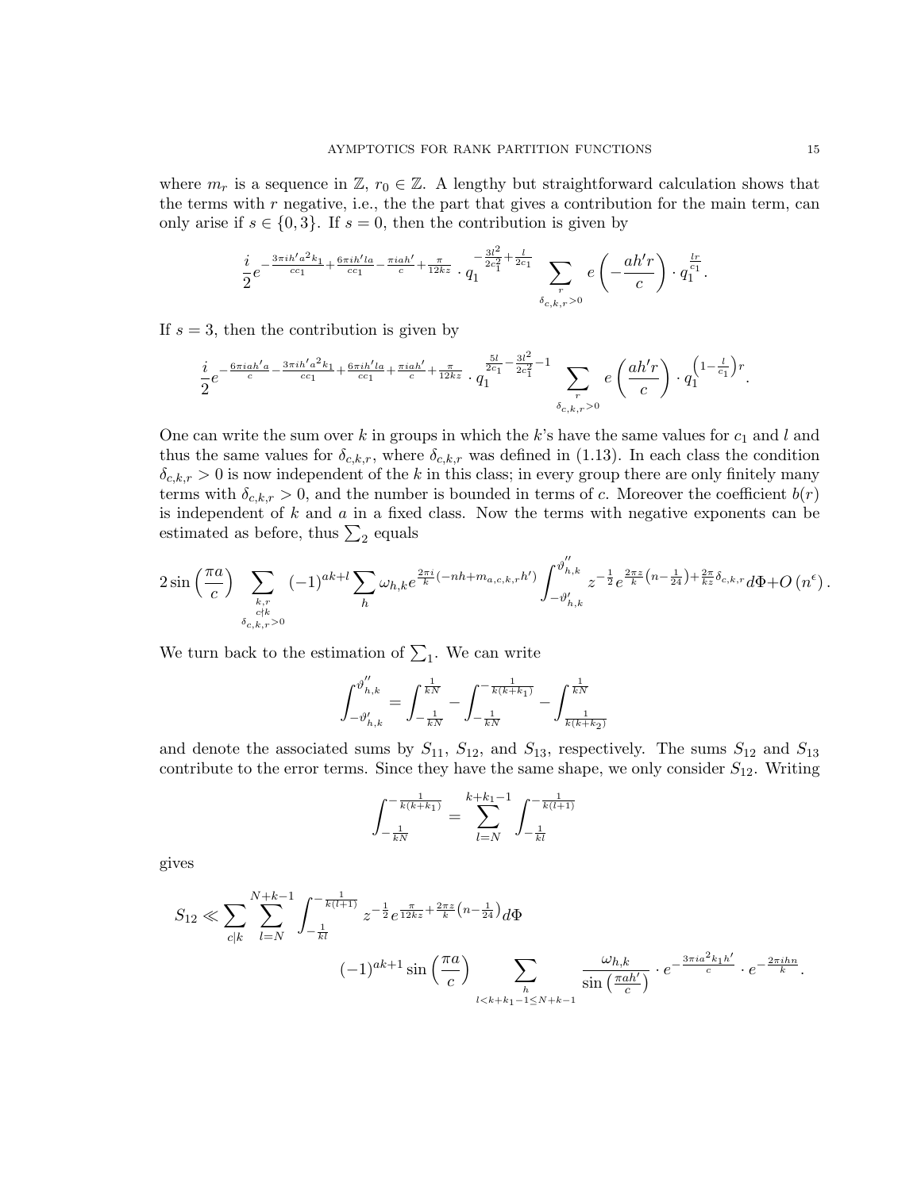where $m_r$ is a sequence in $\mathbb{Z}$, $r_0 \in \mathbb{Z}$. A lengthy but straightforward calculation shows that the terms with $r$ negative, i.e., the the part that gives a contribution for the main term, can only arise if $s \in \{0, 3\}$. If $s = 0$, then the contribution is given by

$$\frac{i}{2} e^{-\frac{3\pi i h' a^2 k_1}{cc_1} + \frac{6\pi i h' l a}{cc_1} - \frac{\pi i a h'}{c} + \frac{\pi}{12kz}} \cdot q_1^{-\frac{3l^2}{2c_1^2} + \frac{l}{2c_1}} \sum_{\substack{r \\ \delta_{c,k,r} > 0}} e\left(-\frac{ah'r}{c}\right) \cdot q_1^{\frac{lr}{c_1}}.$$

If $s = 3$, then the contribution is given by

$$\frac{i}{2} e^{-\frac{6\pi i a h' a}{c} - \frac{3\pi i h' a^2 k_1}{cc_1} + \frac{6\pi i h' l a}{cc_1} + \frac{\pi i a h'}{c} + \frac{\pi}{12kz}} \cdot q_1^{\frac{5l}{2c_1} - \frac{3l^2}{2c_1^2} - 1} \sum_{\substack{r \\ \delta_{c,k,r} > 0}} e\left(\frac{ah'r}{c}\right) \cdot q_1^{\left(1 - \frac{l}{c_1}\right) r}.$$

One can write the sum over $k$ in groups in which the $k$'s have the same values for $c_1$ and $l$ and thus the same values for $\delta_{c,k,r}$, where $\delta_{c,k,r}$ was defined in (1.13). In each class the condition $\delta_{c,k,r} > 0$ is now independent of the $k$ in this class; in every group there are only finitely many terms with $\delta_{c,k,r} > 0$, and the number is bounded in terms of $c$. Moreover the coefficient $b(r)$ is independent of $k$ and $a$ in a fixed class. Now the terms with negative exponents can be estimated as before, thus $\sum_2$ equals

$$2 \sin\left(\frac{\pi a}{c}\right) \sum_{\substack{k,r \\ c \nmid k \\ \delta_{c,k,r} > 0}} (-1)^{ak+l} \sum_h \omega_{h,k} e^{\frac{2\pi i}{k}(-nh + m_{a,c,k,r} h')} \int_{-\vartheta'_{h,k}}^{\vartheta''_{h,k}} z^{-\frac{1}{2}} e^{\frac{2\pi z}{k}\left(n - \frac{1}{24}\right) + \frac{2\pi}{kz}\delta_{c,k,r}} d\Phi + O\left(n^{\epsilon}\right).$$

We turn back to the estimation of $\sum_1$. We can write

$$\int_{-\vartheta'_{h,k}}^{\vartheta''_{h,k}} = \int_{-\frac{1}{kN}}^{\frac{1}{kN}} - \int_{-\frac{1}{kN}}^{-\frac{1}{k(k+k_1)}} - \int_{\frac{1}{k(k+k_2)}}^{\frac{1}{kN}}$$

and denote the associated sums by $S_{11}$, $S_{12}$, and $S_{13}$, respectively. The sums $S_{12}$ and $S_{13}$ contribute to the error terms. Since they have the same shape, we only consider $S_{12}$. Writing

$$\int_{-\frac{1}{kN}}^{-\frac{1}{k(k+k_1)}} = \sum_{l=N}^{k+k_1-1} \int_{-\frac{1}{kl}}^{-\frac{1}{k(l+1)}}$$

gives

$$S_{12} \ll \sum_{c|k} \sum_{l=N}^{N+k-1} \int_{-\frac{1}{kl}}^{-\frac{1}{k(l+1)}} z^{-\frac{1}{2}} e^{\frac{\pi}{12kz} + \frac{2\pi z}{k}\left(n - \frac{1}{24}\right)} d\Phi$$
$$(-1)^{ak+1} \sin\left(\frac{\pi a}{c}\right) \sum_{\substack{h \\ l < k+k_1-1 \leq N+k-1}} \frac{\omega_{h,k}}{\sin\left(\frac{\pi a h'}{c}\right)} \cdot e^{-\frac{3\pi i a^2 k_1 h'}{c}} \cdot e^{-\frac{2\pi i h n}{k}}.$$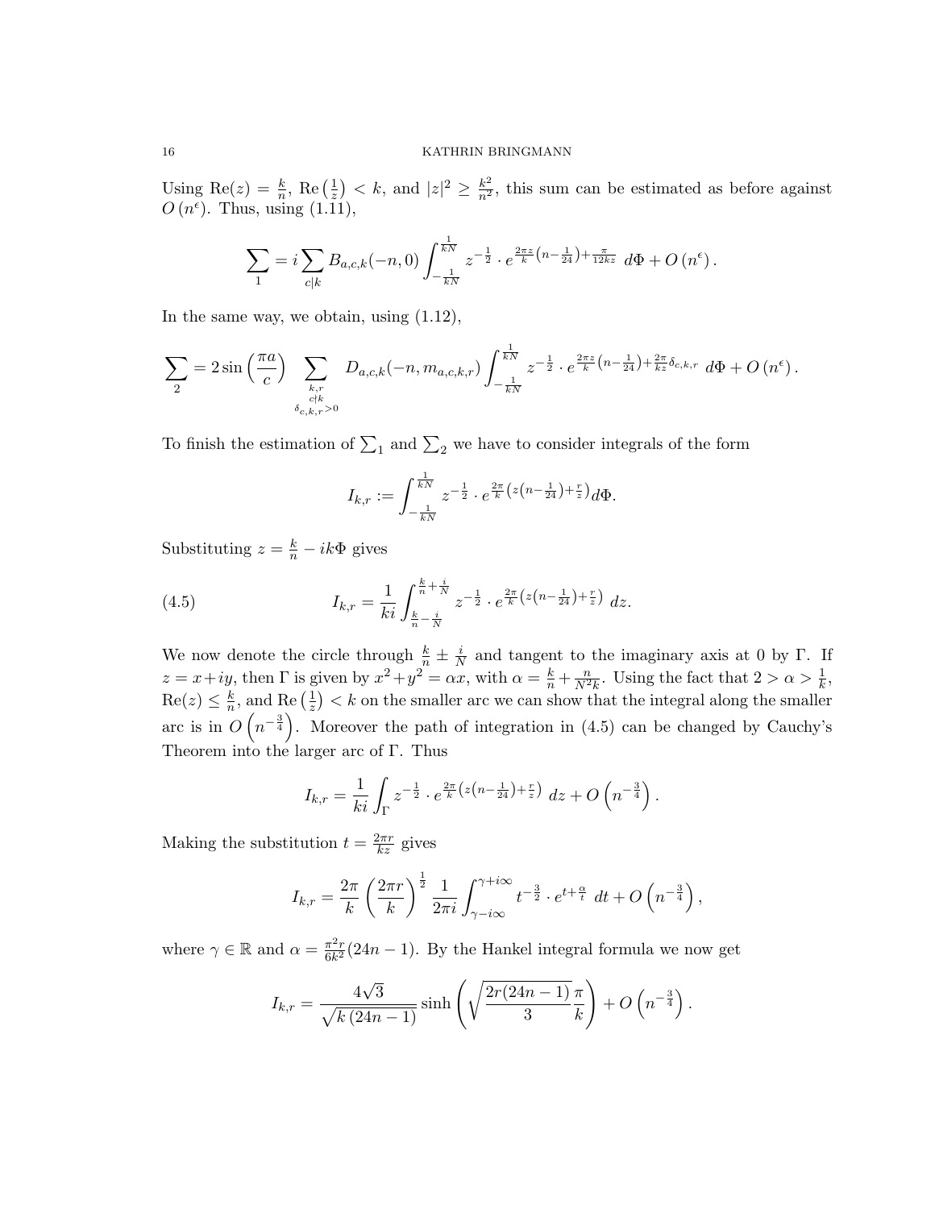Using $\mathrm{Re}(z) = \frac{k}{n}$, $\mathrm{Re}\left(\frac{1}{z}\right) < k$, and $|z|^2 \geq \frac{k^2}{n^2}$, this sum can be estimated as before against $O\left(n^{\epsilon}\right)$. Thus, using (1.11),

$$\sum_1 = i \sum_{c|k} B_{a,c,k}(-n,0) \int_{-\frac{1}{kN}}^{\frac{1}{kN}} z^{-\frac{1}{2}} \cdot e^{\frac{2\pi z}{k}\left(n - \frac{1}{24}\right) + \frac{\pi}{12kz}} \, d\Phi + O\left(n^{\epsilon}\right).$$

In the same way, we obtain, using (1.12),

$$\sum_2 = 2\sin\left(\frac{\pi a}{c}\right) \sum_{\substack{k,r \\ c \nmid k \\ \delta_{c,k,r} > 0}} D_{a,c,k}(-n, m_{a,c,k,r}) \int_{-\frac{1}{kN}}^{\frac{1}{kN}} z^{-\frac{1}{2}} \cdot e^{\frac{2\pi z}{k}\left(n - \frac{1}{24}\right) + \frac{2\pi}{kz}\delta_{c,k,r}} \, d\Phi + O\left(n^{\epsilon}\right).$$

To finish the estimation of $\sum_1$ and $\sum_2$ we have to consider integrals of the form

$$I_{k,r} := \int_{-\frac{1}{kN}}^{\frac{1}{kN}} z^{-\frac{1}{2}} \cdot e^{\frac{2\pi}{k}\left(z\left(n - \frac{1}{24}\right) + \frac{r}{z}\right)} d\Phi.$$

Substituting $z = \frac{k}{n} - ik\Phi$ gives

$$I_{k,r} = \frac{1}{ki} \int_{\frac{k}{n} - \frac{i}{N}}^{\frac{k}{n} + \frac{i}{N}} z^{-\frac{1}{2}} \cdot e^{\frac{2\pi}{k}\left(z\left(n - \frac{1}{24}\right) + \frac{r}{z}\right)} \, dz. \tag{4.5}$$

We now denote the circle through $\frac{k}{n} \pm \frac{i}{N}$ and tangent to the imaginary axis at 0 by $\Gamma$. If $z = x + iy$, then $\Gamma$ is given by $x^2 + y^2 = \alpha x$, with $\alpha = \frac{k}{n} + \frac{n}{N^2 k}$. Using the fact that $2 > \alpha > \frac{1}{k}$, $\mathrm{Re}(z) \leq \frac{k}{n}$, and $\mathrm{Re}\left(\frac{1}{z}\right) < k$ on the smaller arc we can show that the integral along the smaller arc is in $O\left(n^{-\frac{3}{4}}\right)$. Moreover the path of integration in (4.5) can be changed by Cauchy's Theorem into the larger arc of $\Gamma$. Thus

$$I_{k,r} = \frac{1}{ki} \int_{\Gamma} z^{-\frac{1}{2}} \cdot e^{\frac{2\pi}{k}\left(z\left(n - \frac{1}{24}\right) + \frac{r}{z}\right)} \, dz + O\left(n^{-\frac{3}{4}}\right).$$

Making the substitution $t = \frac{2\pi r}{kz}$ gives

$$I_{k,r} = \frac{2\pi}{k} \left(\frac{2\pi r}{k}\right)^{\frac{1}{2}} \frac{1}{2\pi i} \int_{\gamma - i\infty}^{\gamma + i\infty} t^{-\frac{3}{2}} \cdot e^{t + \frac{\alpha}{t}} \, dt + O\left(n^{-\frac{3}{4}}\right),$$

where $\gamma \in \mathbb{R}$ and $\alpha = \frac{\pi^2 r}{6k^2}(24n - 1)$. By the Hankel integral formula we now get

$$I_{k,r} = \frac{4\sqrt{3}}{\sqrt{k\,(24n-1)}} \sinh\left(\sqrt{\frac{2r(24n-1)}{3}} \frac{\pi}{k}\right) + O\left(n^{-\frac{3}{4}}\right).$$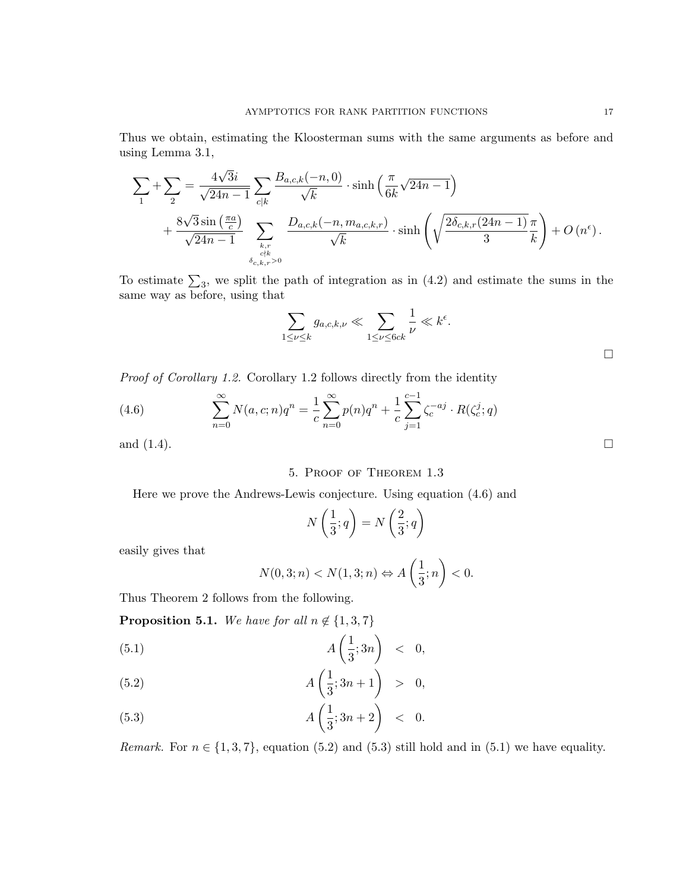Thus we obtain, estimating the Kloosterman sums with the same arguments as before and using Lemma 3.1,

$$\sum_1 + \sum_2 = \frac{4\sqrt{3}i}{\sqrt{24n-1}} \sum_{c|k} \frac{B_{a,c,k}(-n,0)}{\sqrt{k}} \cdot \sinh\left(\frac{\pi}{6k}\sqrt{24n-1}\right) + \frac{8\sqrt{3}\sin\left(\frac{\pi a}{c}\right)}{\sqrt{24n-1}} \sum_{\substack{k,r \\ c\nmid k \\ \delta_{c,k,r}>0}} \frac{D_{a,c,k}(-n, m_{a,c,k,r})}{\sqrt{k}} \cdot \sinh\left(\sqrt{\frac{2\delta_{c,k,r}(24n-1)}{3}}\frac{\pi}{k}\right) + O\left(n^{\epsilon}\right).$$

To estimate $\sum_3$, we split the path of integration as in (4.2) and estimate the sums in the same way as before, using that

$$\sum_{1\leq \nu \leq k} g_{a,c,k,\nu} \ll \sum_{1\leq \nu\leq 6ck} \frac{1}{\nu} \ll k^{\epsilon}.$$

□

*Proof of Corollary 1.2.* Corollary 1.2 follows directly from the identity

$$\sum_{n=0}^{\infty} N(a,c;n)q^n = \frac{1}{c}\sum_{n=0}^{\infty} p(n)q^n + \frac{1}{c}\sum_{j=1}^{c-1} \zeta_c^{-aj} \cdot R(\zeta_c^j;q) \tag{4.6}$$

and (1.4). □

## 5. Proof of Theorem 1.3

Here we prove the Andrews-Lewis conjecture. Using equation (4.6) and

$$N\left(\frac{1}{3};q\right) = N\left(\frac{2}{3};q\right)$$

easily gives that

$$N(0,3;n) < N(1,3;n) \Leftrightarrow A\left(\frac{1}{3};n\right) < 0.$$

Thus Theorem 2 follows from the following.

**Proposition 5.1.** *We have for all $n \notin \{1,3,7\}$*

$$A\left(\frac{1}{3};3n\right) < 0, \tag{5.1}$$

$$A\left(\frac{1}{3};3n+1\right) > 0, \tag{5.2}$$

$$A\left(\frac{1}{3};3n+2\right) < 0. \tag{5.3}$$

*Remark.* For $n \in \{1,3,7\}$, equation (5.2) and (5.3) still hold and in (5.1) we have equality.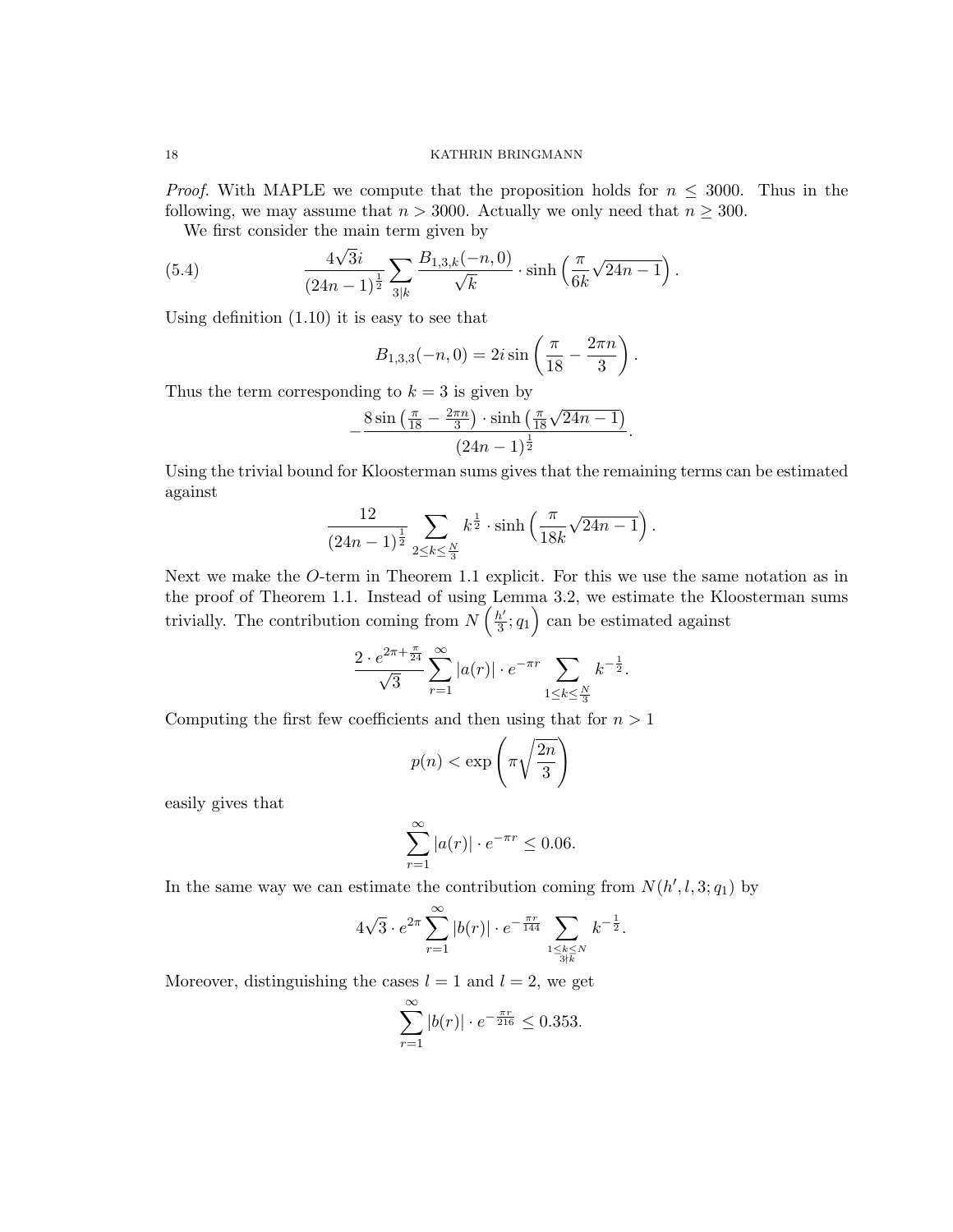*Proof.* With MAPLE we compute that the proposition holds for $n \leq 3000$. Thus in the following, we may assume that $n > 3000$. Actually we only need that $n \geq 300$.

We first consider the main term given by

$$\frac{4\sqrt{3}i}{(24n-1)^{\frac{1}{2}}} \sum_{3|k} \frac{B_{1,3,k}(-n,0)}{\sqrt{k}} \cdot \sinh\left(\frac{\pi}{6k}\sqrt{24n-1}\right). \tag{5.4}$$

Using definition (1.10) it is easy to see that

$$B_{1,3,3}(-n,0) = 2i \sin\left(\frac{\pi}{18} - \frac{2\pi n}{3}\right).$$

Thus the term corresponding to $k = 3$ is given by

$$-\frac{8 \sin\left(\frac{\pi}{18} - \frac{2\pi n}{3}\right) \cdot \sinh\left(\frac{\pi}{18}\sqrt{24n-1}\right)}{(24n-1)^{\frac{1}{2}}}.$$

Using the trivial bound for Kloosterman sums gives that the remaining terms can be estimated against

$$\frac{12}{(24n-1)^{\frac{1}{2}}} \sum_{2 \leq k \leq \frac{N}{3}} k^{\frac{1}{2}} \cdot \sinh\left(\frac{\pi}{18k}\sqrt{24n-1}\right).$$

Next we make the $O$-term in Theorem 1.1 explicit. For this we use the same notation as in the proof of Theorem 1.1. Instead of using Lemma 3.2, we estimate the Kloosterman sums trivially. The contribution coming from $N\left(\frac{h'}{3}; q_1\right)$ can be estimated against

$$\frac{2 \cdot e^{2\pi + \frac{\pi}{24}}}{\sqrt{3}} \sum_{r=1}^{\infty} |a(r)| \cdot e^{-\pi r} \sum_{1 \leq k \leq \frac{N}{3}} k^{-\frac{1}{2}}.$$

Computing the first few coefficients and then using that for $n > 1$

$$p(n) < \exp\left(\pi\sqrt{\frac{2n}{3}}\right)$$

easily gives that

$$\sum_{r=1}^{\infty} |a(r)| \cdot e^{-\pi r} \leq 0.06.$$

In the same way we can estimate the contribution coming from $N(h', l, 3; q_1)$ by

$$4\sqrt{3} \cdot e^{2\pi} \sum_{r=1}^{\infty} |b(r)| \cdot e^{-\frac{\pi r}{144}} \sum_{\substack{1 \leq k \leq N \\ 3 \nmid k}} k^{-\frac{1}{2}}.$$

Moreover, distinguishing the cases $l = 1$ and $l = 2$, we get

$$\sum_{r=1}^{\infty} |b(r)| \cdot e^{-\frac{\pi r}{216}} \leq 0.353.$$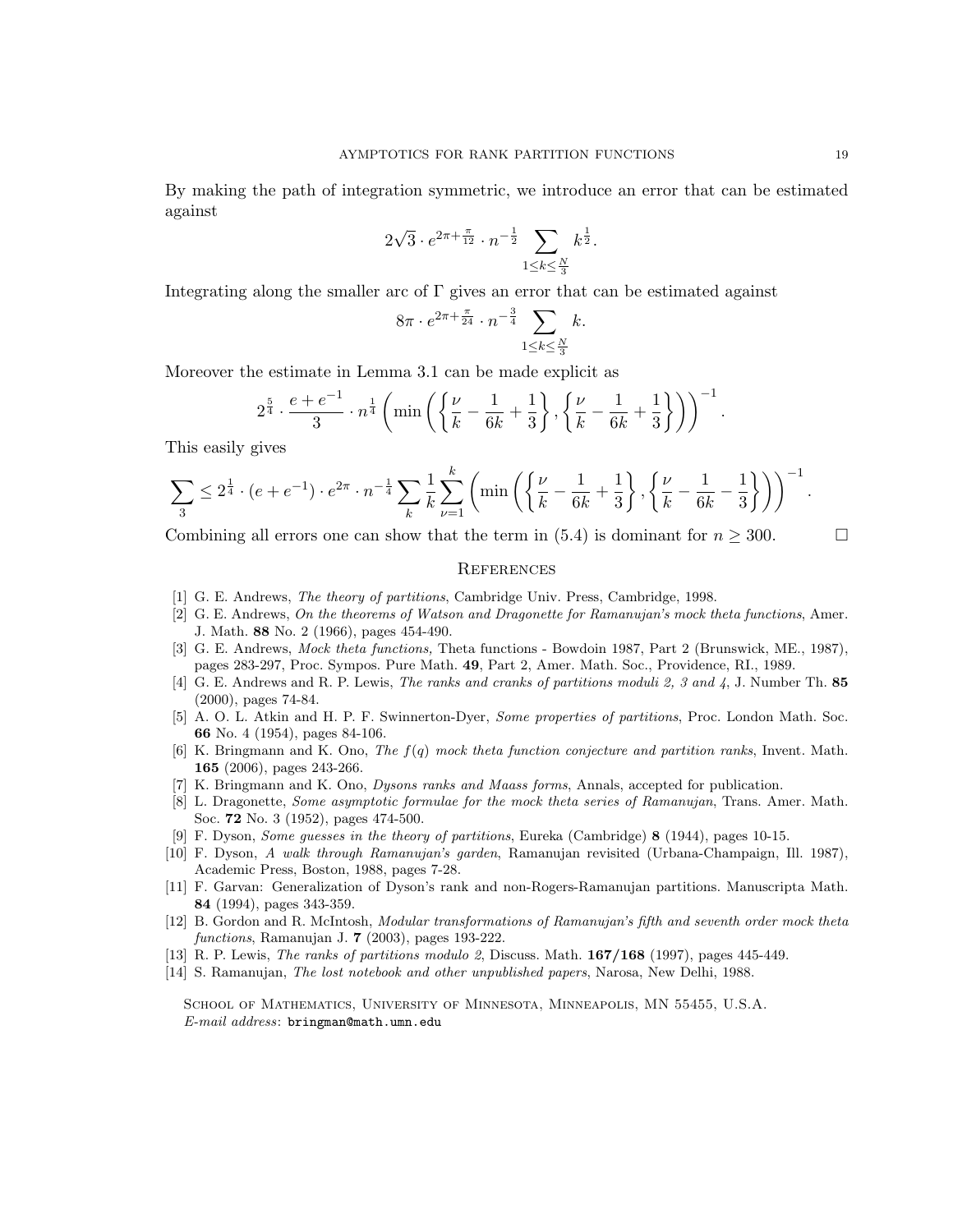By making the path of integration symmetric, we introduce an error that can be estimated against

$$2\sqrt{3} \cdot e^{2\pi + \frac{\pi}{12}} \cdot n^{-\frac{1}{2}} \sum_{1 \leq k \leq \frac{N}{3}} k^{\frac{1}{2}}.$$

Integrating along the smaller arc of $\Gamma$ gives an error that can be estimated against

$$8\pi \cdot e^{2\pi + \frac{\pi}{24}} \cdot n^{-\frac{3}{4}} \sum_{1 \leq k \leq \frac{N}{3}} k.$$

Moreover the estimate in Lemma 3.1 can be made explicit as

$$2^{\frac{5}{4}} \cdot \frac{e + e^{-1}}{3} \cdot n^{\frac{1}{4}} \left( \min \left( \left\{ \frac{\nu}{k} - \frac{1}{6k} + \frac{1}{3} \right\}, \left\{ \frac{\nu}{k} - \frac{1}{6k} + \frac{1}{3} \right\} \right) \right)^{-1}.$$

This easily gives

$$\sum_3 \leq 2^{\frac{1}{4}} \cdot (e + e^{-1}) \cdot e^{2\pi} \cdot n^{-\frac{1}{4}} \sum_k \frac{1}{k} \sum_{\nu=1}^{k} \left( \min \left( \left\{ \frac{\nu}{k} - \frac{1}{6k} + \frac{1}{3} \right\}, \left\{ \frac{\nu}{k} - \frac{1}{6k} - \frac{1}{3} \right\} \right) \right)^{-1}.$$

Combining all errors one can show that the term in (5.4) is dominant for $n \geq 300$. $\square$

## References

[1] G. E. Andrews, *The theory of partitions*, Cambridge Univ. Press, Cambridge, 1998.

[2] G. E. Andrews, *On the theorems of Watson and Dragonette for Ramanujan's mock theta functions*, Amer. J. Math. **88** No. 2 (1966), pages 454-490.

[3] G. E. Andrews, *Mock theta functions,* Theta functions - Bowdoin 1987, Part 2 (Brunswick, ME., 1987), pages 283-297, Proc. Sympos. Pure Math. **49**, Part 2, Amer. Math. Soc., Providence, RI., 1989.

[4] G. E. Andrews and R. P. Lewis, *The ranks and cranks of partitions moduli 2, 3 and 4*, J. Number Th. **85** (2000), pages 74-84.

[5] A. O. L. Atkin and H. P. F. Swinnerton-Dyer, *Some properties of partitions*, Proc. London Math. Soc. **66** No. 4 (1954), pages 84-106.

[6] K. Bringmann and K. Ono, *The $f(q)$ mock theta function conjecture and partition ranks*, Invent. Math. **165** (2006), pages 243-266.

[7] K. Bringmann and K. Ono, *Dysons ranks and Maass forms*, Annals, accepted for publication.

[8] L. Dragonette, *Some asymptotic formulae for the mock theta series of Ramanujan*, Trans. Amer. Math. Soc. **72** No. 3 (1952), pages 474-500.

[9] F. Dyson, *Some guesses in the theory of partitions*, Eureka (Cambridge) **8** (1944), pages 10-15.

[10] F. Dyson, *A walk through Ramanujan's garden*, Ramanujan revisited (Urbana-Champaign, Ill. 1987), Academic Press, Boston, 1988, pages 7-28.

[11] F. Garvan: Generalization of Dyson's rank and non-Rogers-Ramanujan partitions. Manuscripta Math. **84** (1994), pages 343-359.

[12] B. Gordon and R. McIntosh, *Modular transformations of Ramanujan's fifth and seventh order mock theta functions*, Ramanujan J. **7** (2003), pages 193-222.

[13] R. P. Lewis, *The ranks of partitions modulo 2*, Discuss. Math. **167/168** (1997), pages 445-449.

[14] S. Ramanujan, *The lost notebook and other unpublished papers*, Narosa, New Delhi, 1988.

School of Mathematics, University of Minnesota, Minneapolis, MN 55455, U.S.A.
*E-mail address*: bringman@math.umn.edu